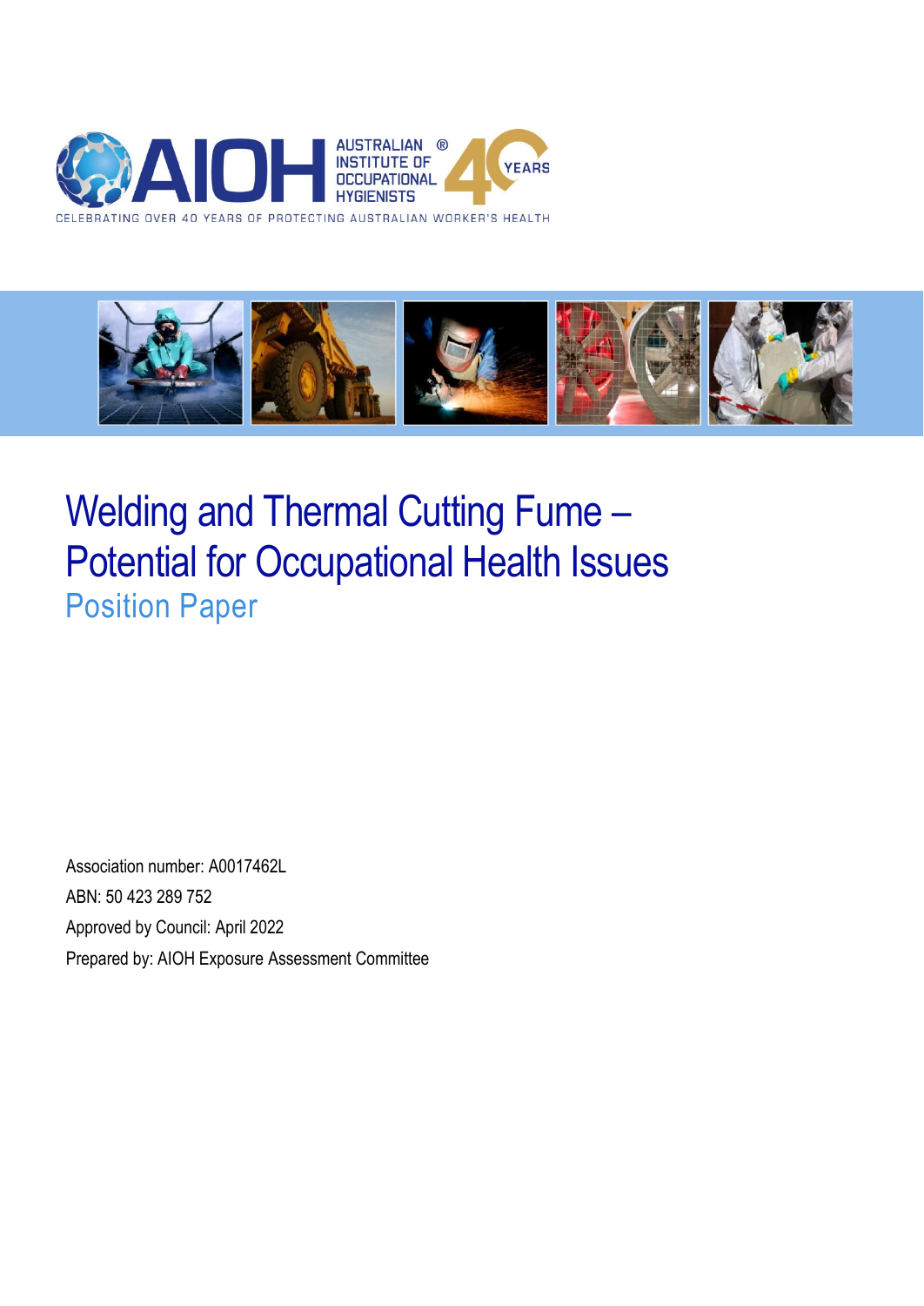AUSTRALIAN INSTITUTE OF OCCUPATIONAL HYGIENISTS

CELEBRATING OVER 40 YEARS OF PROTECTING AUSTRALIAN WORKER'S HEALTH

# Welding and Thermal Cutting Fume – Potential for Occupational Health Issues

## Position Paper

Association number: A0017462L

ABN: 50 423 289 752

Approved by Council: April 2022

Prepared by: AIOH Exposure Assessment Committee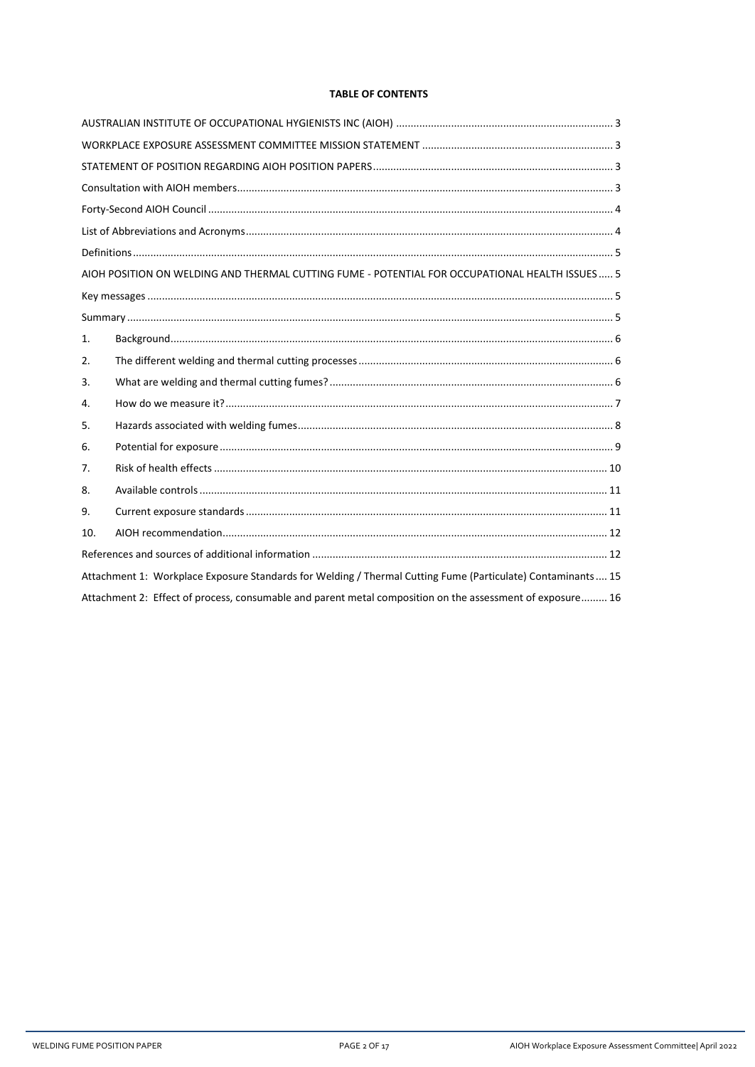**TABLE OF CONTENTS**

| | |
|---|---|
| AUSTRALIAN INSTITUTE OF OCCUPATIONAL HYGIENISTS INC (AIOH) | 3 |
| WORKPLACE EXPOSURE ASSESSMENT COMMITTEE MISSION STATEMENT | 3 |
| STATEMENT OF POSITION REGARDING AIOH POSITION PAPERS | 3 |
| Consultation with AIOH members | 3 |
| Forty-Second AIOH Council | 4 |
| List of Abbreviations and Acronyms | 4 |
| Definitions | 5 |
| AIOH POSITION ON WELDING AND THERMAL CUTTING FUME - POTENTIAL FOR OCCUPATIONAL HEALTH ISSUES | 5 |
| Key messages | 5 |
| Summary | 5 |
| 1. Background | 6 |
| 2. The different welding and thermal cutting processes | 6 |
| 3. What are welding and thermal cutting fumes? | 6 |
| 4. How do we measure it? | 7 |
| 5. Hazards associated with welding fumes | 8 |
| 6. Potential for exposure | 9 |
| 7. Risk of health effects | 10 |
| 8. Available controls | 11 |
| 9. Current exposure standards | 11 |
| 10. AIOH recommendation | 12 |
| References and sources of additional information | 12 |
| Attachment 1: Workplace Exposure Standards for Welding / Thermal Cutting Fume (Particulate) Contaminants | 15 |
| Attachment 2: Effect of process, consumable and parent metal composition on the assessment of exposure | 16 |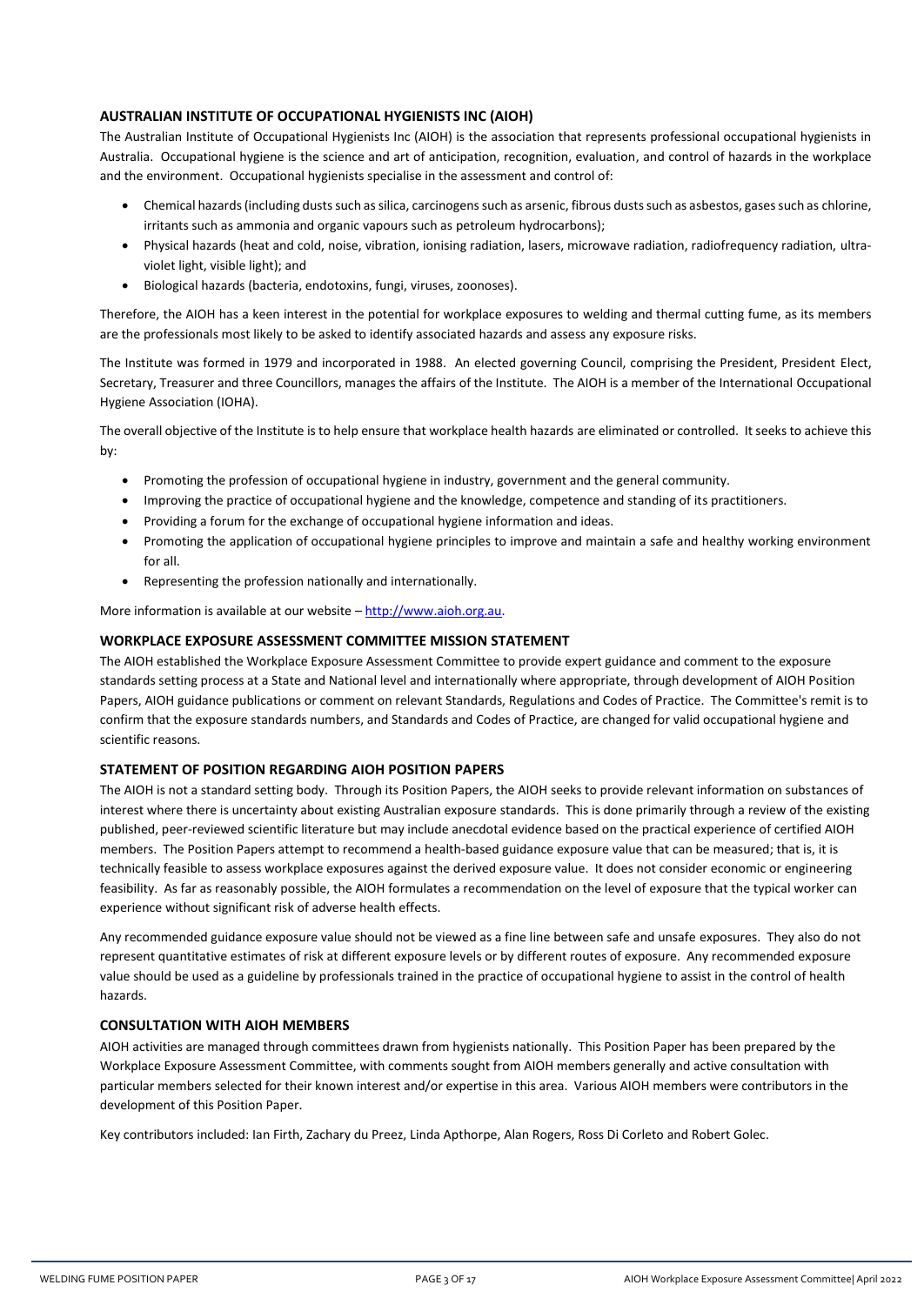## AUSTRALIAN INSTITUTE OF OCCUPATIONAL HYGIENISTS INC (AIOH)

The Australian Institute of Occupational Hygienists Inc (AIOH) is the association that represents professional occupational hygienists in Australia. Occupational hygiene is the science and art of anticipation, recognition, evaluation, and control of hazards in the workplace and the environment. Occupational hygienists specialise in the assessment and control of:

- Chemical hazards (including dusts such as silica, carcinogens such as arsenic, fibrous dusts such as asbestos, gases such as chlorine, irritants such as ammonia and organic vapours such as petroleum hydrocarbons);
- Physical hazards (heat and cold, noise, vibration, ionising radiation, lasers, microwave radiation, radiofrequency radiation, ultra-violet light, visible light); and
- Biological hazards (bacteria, endotoxins, fungi, viruses, zoonoses).

Therefore, the AIOH has a keen interest in the potential for workplace exposures to welding and thermal cutting fume, as its members are the professionals most likely to be asked to identify associated hazards and assess any exposure risks.

The Institute was formed in 1979 and incorporated in 1988. An elected governing Council, comprising the President, President Elect, Secretary, Treasurer and three Councillors, manages the affairs of the Institute. The AIOH is a member of the International Occupational Hygiene Association (IOHA).

The overall objective of the Institute is to help ensure that workplace health hazards are eliminated or controlled. It seeks to achieve this by:

- Promoting the profession of occupational hygiene in industry, government and the general community.
- Improving the practice of occupational hygiene and the knowledge, competence and standing of its practitioners.
- Providing a forum for the exchange of occupational hygiene information and ideas.
- Promoting the application of occupational hygiene principles to improve and maintain a safe and healthy working environment for all.
- Representing the profession nationally and internationally.

More information is available at our website – http://www.aioh.org.au.

## WORKPLACE EXPOSURE ASSESSMENT COMMITTEE MISSION STATEMENT

The AIOH established the Workplace Exposure Assessment Committee to provide expert guidance and comment to the exposure standards setting process at a State and National level and internationally where appropriate, through development of AIOH Position Papers, AIOH guidance publications or comment on relevant Standards, Regulations and Codes of Practice. The Committee's remit is to confirm that the exposure standards numbers, and Standards and Codes of Practice, are changed for valid occupational hygiene and scientific reasons.

## STATEMENT OF POSITION REGARDING AIOH POSITION PAPERS

The AIOH is not a standard setting body. Through its Position Papers, the AIOH seeks to provide relevant information on substances of interest where there is uncertainty about existing Australian exposure standards. This is done primarily through a review of the existing published, peer-reviewed scientific literature but may include anecdotal evidence based on the practical experience of certified AIOH members. The Position Papers attempt to recommend a health-based guidance exposure value that can be measured; that is, it is technically feasible to assess workplace exposures against the derived exposure value. It does not consider economic or engineering feasibility. As far as reasonably possible, the AIOH formulates a recommendation on the level of exposure that the typical worker can experience without significant risk of adverse health effects.

Any recommended guidance exposure value should not be viewed as a fine line between safe and unsafe exposures. They also do not represent quantitative estimates of risk at different exposure levels or by different routes of exposure. Any recommended exposure value should be used as a guideline by professionals trained in the practice of occupational hygiene to assist in the control of health hazards.

## CONSULTATION WITH AIOH MEMBERS

AIOH activities are managed through committees drawn from hygienists nationally. This Position Paper has been prepared by the Workplace Exposure Assessment Committee, with comments sought from AIOH members generally and active consultation with particular members selected for their known interest and/or expertise in this area. Various AIOH members were contributors in the development of this Position Paper.

Key contributors included: Ian Firth, Zachary du Preez, Linda Apthorpe, Alan Rogers, Ross Di Corleto and Robert Golec.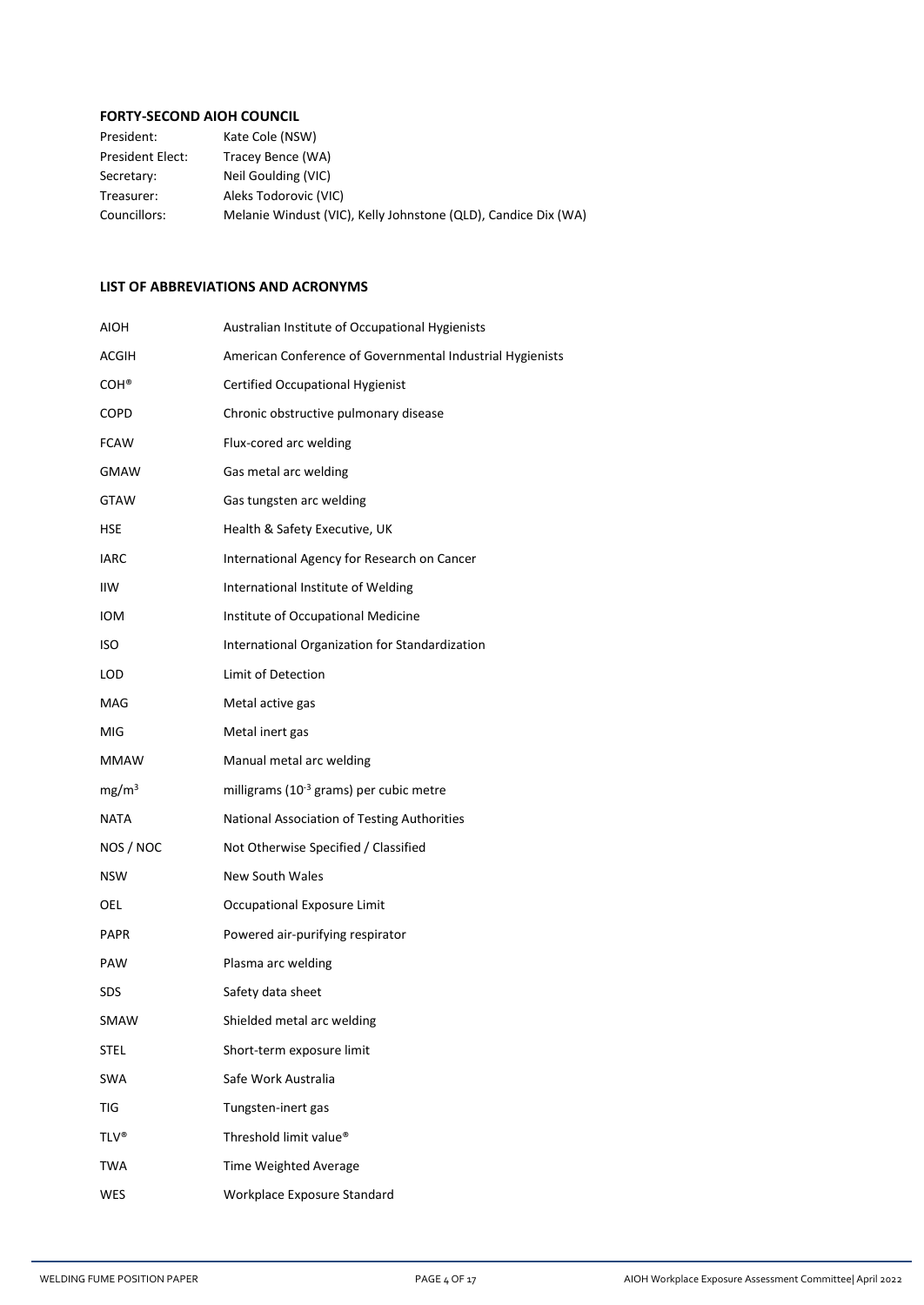## FORTY-SECOND AIOH COUNCIL

| | |
|---|---|
| President: | Kate Cole (NSW) |
| President Elect: | Tracey Bence (WA) |
| Secretary: | Neil Goulding (VIC) |
| Treasurer: | Aleks Todorovic (VIC) |
| Councillors: | Melanie Windust (VIC), Kelly Johnstone (QLD), Candice Dix (WA) |

## LIST OF ABBREVIATIONS AND ACRONYMS

| | |
|---|---|
| AIOH | Australian Institute of Occupational Hygienists |
| ACGIH | American Conference of Governmental Industrial Hygienists |
| COH® | Certified Occupational Hygienist |
| COPD | Chronic obstructive pulmonary disease |
| FCAW | Flux-cored arc welding |
| GMAW | Gas metal arc welding |
| GTAW | Gas tungsten arc welding |
| HSE | Health & Safety Executive, UK |
| IARC | International Agency for Research on Cancer |
| IIW | International Institute of Welding |
| IOM | Institute of Occupational Medicine |
| ISO | International Organization for Standardization |
| LOD | Limit of Detection |
| MAG | Metal active gas |
| MIG | Metal inert gas |
| MMAW | Manual metal arc welding |
| $mg/m^3$ | milligrams ($10^{-3}$ grams) per cubic metre |
| NATA | National Association of Testing Authorities |
| NOS / NOC | Not Otherwise Specified / Classified |
| NSW | New South Wales |
| OEL | Occupational Exposure Limit |
| PAPR | Powered air-purifying respirator |
| PAW | Plasma arc welding |
| SDS | Safety data sheet |
| SMAW | Shielded metal arc welding |
| STEL | Short-term exposure limit |
| SWA | Safe Work Australia |
| TIG | Tungsten-inert gas |
| TLV® | Threshold limit value® |
| TWA | Time Weighted Average |
| WES | Workplace Exposure Standard |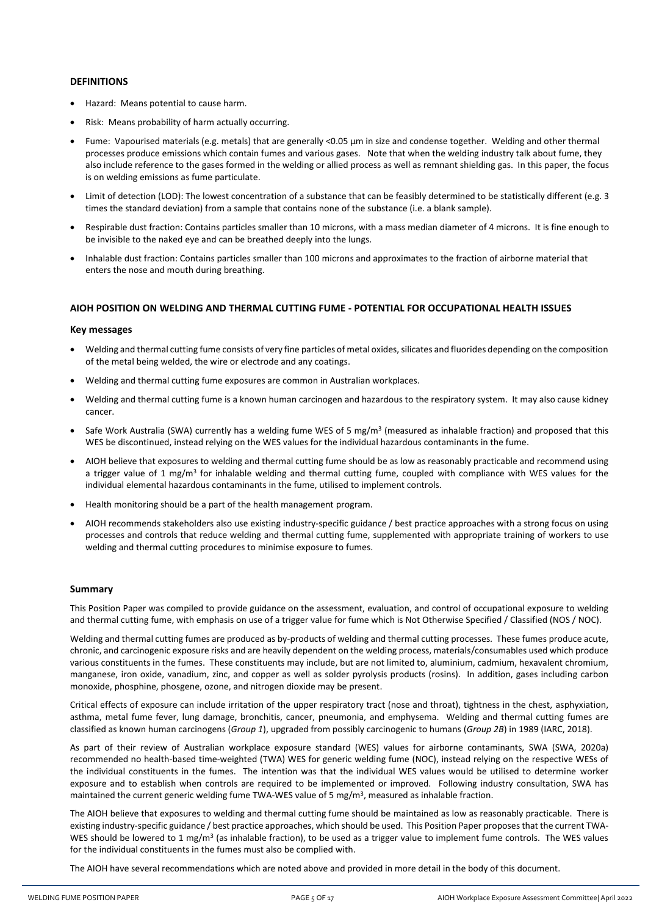## DEFINITIONS

- Hazard: Means potential to cause harm.
- Risk: Means probability of harm actually occurring.
- Fume: Vapourised materials (e.g. metals) that are generally <0.05 µm in size and condense together. Welding and other thermal processes produce emissions which contain fumes and various gases. Note that when the welding industry talk about fume, they also include reference to the gases formed in the welding or allied process as well as remnant shielding gas. In this paper, the focus is on welding emissions as fume particulate.
- Limit of detection (LOD): The lowest concentration of a substance that can be feasibly determined to be statistically different (e.g. 3 times the standard deviation) from a sample that contains none of the substance (i.e. a blank sample).
- Respirable dust fraction: Contains particles smaller than 10 microns, with a mass median diameter of 4 microns. It is fine enough to be invisible to the naked eye and can be breathed deeply into the lungs.
- Inhalable dust fraction: Contains particles smaller than 100 microns and approximates to the fraction of airborne material that enters the nose and mouth during breathing.

## AIOH POSITION ON WELDING AND THERMAL CUTTING FUME - POTENTIAL FOR OCCUPATIONAL HEALTH ISSUES

### Key messages

- Welding and thermal cutting fume consists of very fine particles of metal oxides, silicates and fluorides depending on the composition of the metal being welded, the wire or electrode and any coatings.
- Welding and thermal cutting fume exposures are common in Australian workplaces.
- Welding and thermal cutting fume is a known human carcinogen and hazardous to the respiratory system. It may also cause kidney cancer.
- Safe Work Australia (SWA) currently has a welding fume WES of 5 mg/m$^3$ (measured as inhalable fraction) and proposed that this WES be discontinued, instead relying on the WES values for the individual hazardous contaminants in the fume.
- AIOH believe that exposures to welding and thermal cutting fume should be as low as reasonably practicable and recommend using a trigger value of 1 mg/m$^3$ for inhalable welding and thermal cutting fume, coupled with compliance with WES values for the individual elemental hazardous contaminants in the fume, utilised to implement controls.
- Health monitoring should be a part of the health management program.
- AIOH recommends stakeholders also use existing industry-specific guidance / best practice approaches with a strong focus on using processes and controls that reduce welding and thermal cutting fume, supplemented with appropriate training of workers to use welding and thermal cutting procedures to minimise exposure to fumes.

### Summary

This Position Paper was compiled to provide guidance on the assessment, evaluation, and control of occupational exposure to welding and thermal cutting fume, with emphasis on use of a trigger value for fume which is Not Otherwise Specified / Classified (NOS / NOC).

Welding and thermal cutting fumes are produced as by-products of welding and thermal cutting processes. These fumes produce acute, chronic, and carcinogenic exposure risks and are heavily dependent on the welding process, materials/consumables used which produce various constituents in the fumes. These constituents may include, but are not limited to, aluminium, cadmium, hexavalent chromium, manganese, iron oxide, vanadium, zinc, and copper as well as solder pyrolysis products (rosins). In addition, gases including carbon monoxide, phosphine, phosgene, ozone, and nitrogen dioxide may be present.

Critical effects of exposure can include irritation of the upper respiratory tract (nose and throat), tightness in the chest, asphyxiation, asthma, metal fume fever, lung damage, bronchitis, cancer, pneumonia, and emphysema. Welding and thermal cutting fumes are classified as known human carcinogens (*Group 1*), upgraded from possibly carcinogenic to humans (*Group 2B*) in 1989 (IARC, 2018).

As part of their review of Australian workplace exposure standard (WES) values for airborne contaminants, SWA (SWA, 2020a) recommended no health-based time-weighted (TWA) WES for generic welding fume (NOC), instead relying on the respective WESs of the individual constituents in the fumes. The intention was that the individual WES values would be utilised to determine worker exposure and to establish when controls are required to be implemented or improved. Following industry consultation, SWA has maintained the current generic welding fume TWA-WES value of 5 mg/m$^3$, measured as inhalable fraction.

The AIOH believe that exposures to welding and thermal cutting fume should be maintained as low as reasonably practicable. There is existing industry-specific guidance / best practice approaches, which should be used. This Position Paper proposes that the current TWA-WES should be lowered to 1 mg/m$^3$ (as inhalable fraction), to be used as a trigger value to implement fume controls. The WES values for the individual constituents in the fumes must also be complied with.

The AIOH have several recommendations which are noted above and provided in more detail in the body of this document.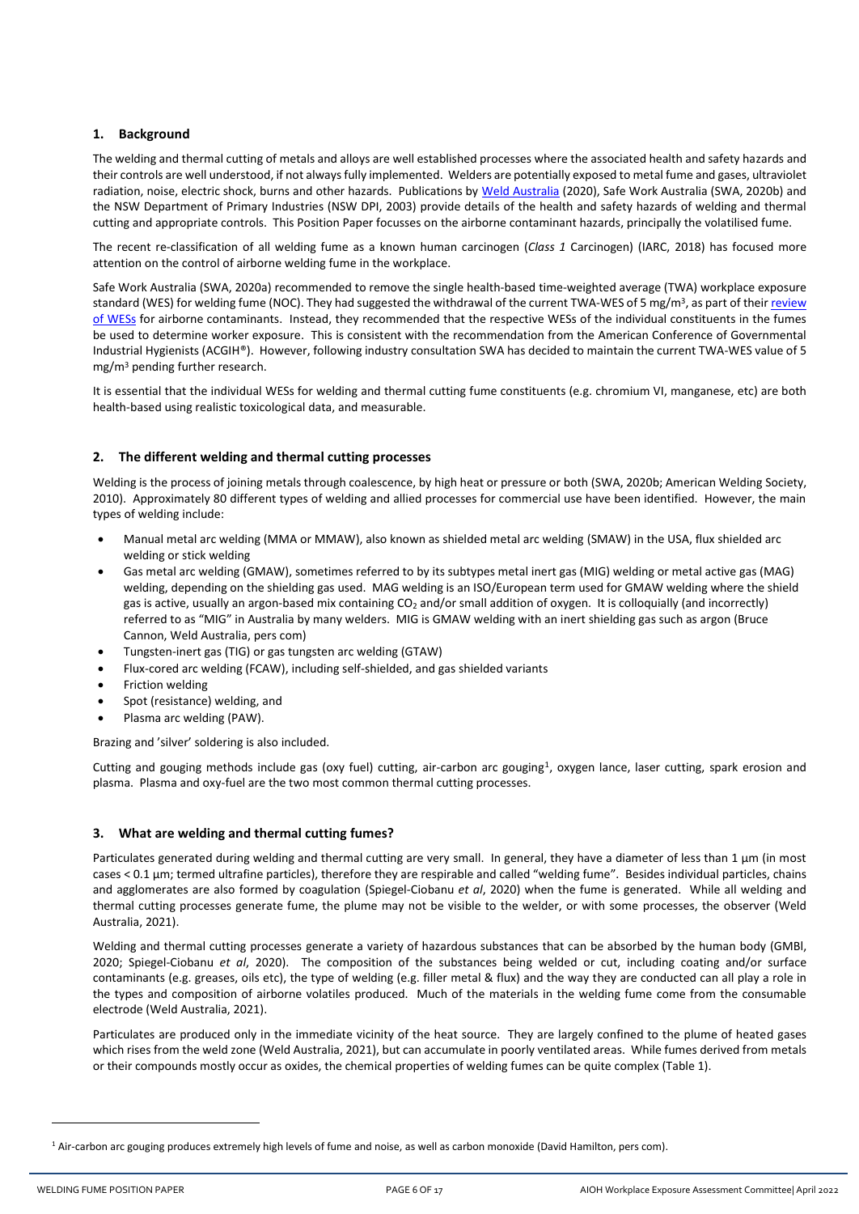## 1. Background

The welding and thermal cutting of metals and alloys are well established processes where the associated health and safety hazards and their controls are well understood, if not always fully implemented. Welders are potentially exposed to metal fume and gases, ultraviolet radiation, noise, electric shock, burns and other hazards. Publications by Weld Australia (2020), Safe Work Australia (SWA, 2020b) and the NSW Department of Primary Industries (NSW DPI, 2003) provide details of the health and safety hazards of welding and thermal cutting and appropriate controls. This Position Paper focusses on the airborne contaminant hazards, principally the volatilised fume.

The recent re-classification of all welding fume as a known human carcinogen (*Class 1* Carcinogen) (IARC, 2018) has focused more attention on the control of airborne welding fume in the workplace.

Safe Work Australia (SWA, 2020a) recommended to remove the single health-based time-weighted average (TWA) workplace exposure standard (WES) for welding fume (NOC). They had suggested the withdrawal of the current TWA-WES of 5 mg/m$^3$, as part of their review of WESs for airborne contaminants. Instead, they recommended that the respective WESs of the individual constituents in the fumes be used to determine worker exposure. This is consistent with the recommendation from the American Conference of Governmental Industrial Hygienists (ACGIH®). However, following industry consultation SWA has decided to maintain the current TWA-WES value of 5 mg/m$^3$ pending further research.

It is essential that the individual WESs for welding and thermal cutting fume constituents (e.g. chromium VI, manganese, etc) are both health-based using realistic toxicological data, and measurable.

## 2. The different welding and thermal cutting processes

Welding is the process of joining metals through coalescence, by high heat or pressure or both (SWA, 2020b; American Welding Society, 2010). Approximately 80 different types of welding and allied processes for commercial use have been identified. However, the main types of welding include:

- Manual metal arc welding (MMA or MMAW), also known as shielded metal arc welding (SMAW) in the USA, flux shielded arc welding or stick welding
- Gas metal arc welding (GMAW), sometimes referred to by its subtypes metal inert gas (MIG) welding or metal active gas (MAG) welding, depending on the shielding gas used. MAG welding is an ISO/European term used for GMAW welding where the shield gas is active, usually an argon-based mix containing $CO_2$ and/or small addition of oxygen. It is colloquially (and incorrectly) referred to as "MIG" in Australia by many welders. MIG is GMAW welding with an inert shielding gas such as argon (Bruce Cannon, Weld Australia, pers com)
- Tungsten-inert gas (TIG) or gas tungsten arc welding (GTAW)
- Flux-cored arc welding (FCAW), including self-shielded, and gas shielded variants
- Friction welding
- Spot (resistance) welding, and
- Plasma arc welding (PAW).

Brazing and 'silver' soldering is also included.

Cutting and gouging methods include gas (oxy fuel) cutting, air-carbon arc gouging[1], oxygen lance, laser cutting, spark erosion and plasma. Plasma and oxy-fuel are the two most common thermal cutting processes.

## 3. What are welding and thermal cutting fumes?

Particulates generated during welding and thermal cutting are very small. In general, they have a diameter of less than 1 µm (in most cases < 0.1 µm; termed ultrafine particles), therefore they are respirable and called "welding fume". Besides individual particles, chains and agglomerates are also formed by coagulation (Spiegel-Ciobanu *et al*, 2020) when the fume is generated. While all welding and thermal cutting processes generate fume, the plume may not be visible to the welder, or with some processes, the observer (Weld Australia, 2021).

Welding and thermal cutting processes generate a variety of hazardous substances that can be absorbed by the human body (GMBl, 2020; Spiegel-Ciobanu *et al*, 2020). The composition of the substances being welded or cut, including coating and/or surface contaminants (e.g. greases, oils etc), the type of welding (e.g. filler metal & flux) and the way they are conducted can all play a role in the types and composition of airborne volatiles produced. Much of the materials in the welding fume come from the consumable electrode (Weld Australia, 2021).

Particulates are produced only in the immediate vicinity of the heat source. They are largely confined to the plume of heated gases which rises from the weld zone (Weld Australia, 2021), but can accumulate in poorly ventilated areas. While fumes derived from metals or their compounds mostly occur as oxides, the chemical properties of welding fumes can be quite complex (Table 1).

---

[1] Air-carbon arc gouging produces extremely high levels of fume and noise, as well as carbon monoxide (David Hamilton, pers com).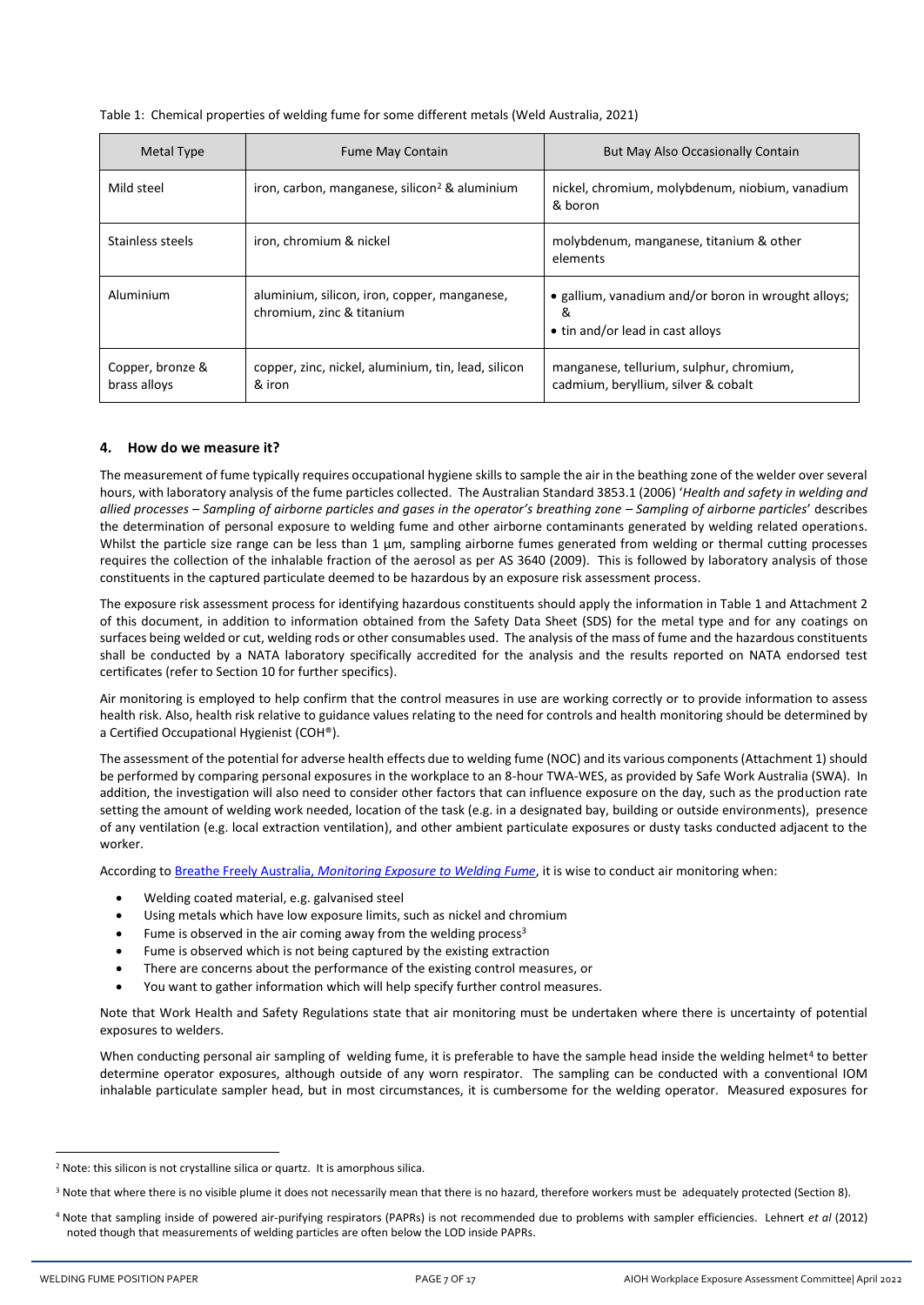Table 1: Chemical properties of welding fume for some different metals (Weld Australia, 2021)

| Metal Type | Fume May Contain | But May Also Occasionally Contain |
| --- | --- | --- |
| Mild steel | iron, carbon, manganese, silicon[2] & aluminium | nickel, chromium, molybdenum, niobium, vanadium & boron |
| Stainless steels | iron, chromium & nickel | molybdenum, manganese, titanium & other elements |
| Aluminium | aluminium, silicon, iron, copper, manganese, chromium, zinc & titanium | • gallium, vanadium and/or boron in wrought alloys; & • tin and/or lead in cast alloys |
| Copper, bronze & brass alloys | copper, zinc, nickel, aluminium, tin, lead, silicon & iron | manganese, tellurium, sulphur, chromium, cadmium, beryllium, silver & cobalt |

## 4. How do we measure it?

The measurement of fume typically requires occupational hygiene skills to sample the air in the beathing zone of the welder over several hours, with laboratory analysis of the fume particles collected. The Australian Standard 3853.1 (2006) '*Health and safety in welding and allied processes – Sampling of airborne particles and gases in the operator's breathing zone – Sampling of airborne particles*' describes the determination of personal exposure to welding fume and other airborne contaminants generated by welding related operations. Whilst the particle size range can be less than 1 µm, sampling airborne fumes generated from welding or thermal cutting processes requires the collection of the inhalable fraction of the aerosol as per AS 3640 (2009). This is followed by laboratory analysis of those constituents in the captured particulate deemed to be hazardous by an exposure risk assessment process.

The exposure risk assessment process for identifying hazardous constituents should apply the information in Table 1 and Attachment 2 of this document, in addition to information obtained from the Safety Data Sheet (SDS) for the metal type and for any coatings on surfaces being welded or cut, welding rods or other consumables used. The analysis of the mass of fume and the hazardous constituents shall be conducted by a NATA laboratory specifically accredited for the analysis and the results reported on NATA endorsed test certificates (refer to Section 10 for further specifics).

Air monitoring is employed to help confirm that the control measures in use are working correctly or to provide information to assess health risk. Also, health risk relative to guidance values relating to the need for controls and health monitoring should be determined by a Certified Occupational Hygienist (COH®).

The assessment of the potential for adverse health effects due to welding fume (NOC) and its various components (Attachment 1) should be performed by comparing personal exposures in the workplace to an 8-hour TWA-WES, as provided by Safe Work Australia (SWA). In addition, the investigation will also need to consider other factors that can influence exposure on the day, such as the production rate setting the amount of welding work needed, location of the task (e.g. in a designated bay, building or outside environments), presence of any ventilation (e.g. local extraction ventilation), and other ambient particulate exposures or dusty tasks conducted adjacent to the worker.

According to Breathe Freely Australia, *Monitoring Exposure to Welding Fume*, it is wise to conduct air monitoring when:

- Welding coated material, e.g. galvanised steel
- Using metals which have low exposure limits, such as nickel and chromium
- Fume is observed in the air coming away from the welding process[3]
- Fume is observed which is not being captured by the existing extraction
- There are concerns about the performance of the existing control measures, or
- You want to gather information which will help specify further control measures.

Note that Work Health and Safety Regulations state that air monitoring must be undertaken where there is uncertainty of potential exposures to welders.

When conducting personal air sampling of welding fume, it is preferable to have the sample head inside the welding helmet[4] to better determine operator exposures, although outside of any worn respirator. The sampling can be conducted with a conventional IOM inhalable particulate sampler head, but in most circumstances, it is cumbersome for the welding operator. Measured exposures for

---

[2] Note: this silicon is not crystalline silica or quartz. It is amorphous silica.

[3] Note that where there is no visible plume it does not necessarily mean that there is no hazard, therefore workers must be adequately protected (Section 8).

[4] Note that sampling inside of powered air-purifying respirators (PAPRs) is not recommended due to problems with sampler efficiencies. Lehnert *et al* (2012) noted though that measurements of welding particles are often below the LOD inside PAPRs.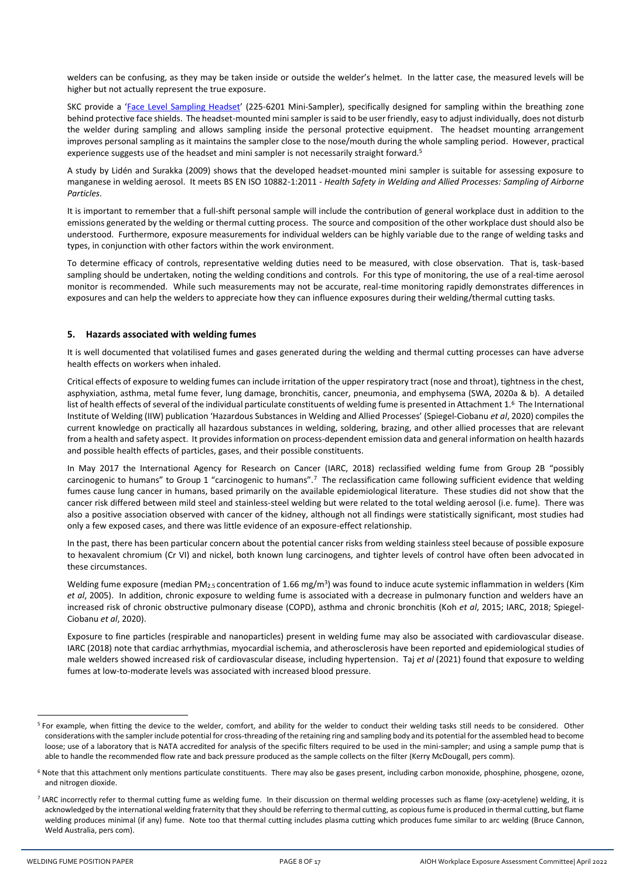welders can be confusing, as they may be taken inside or outside the welder's helmet. In the latter case, the measured levels will be higher but not actually represent the true exposure.

SKC provide a 'Face Level Sampling Headset' (225-6201 Mini-Sampler), specifically designed for sampling within the breathing zone behind protective face shields. The headset-mounted mini sampler is said to be user friendly, easy to adjust individually, does not disturb the welder during sampling and allows sampling inside the personal protective equipment. The headset mounting arrangement improves personal sampling as it maintains the sampler close to the nose/mouth during the whole sampling period. However, practical experience suggests use of the headset and mini sampler is not necessarily straight forward.[5]

A study by Lidén and Surakka (2009) shows that the developed headset-mounted mini sampler is suitable for assessing exposure to manganese in welding aerosol. It meets BS EN ISO 10882-1:2011 - *Health Safety in Welding and Allied Processes: Sampling of Airborne Particles*.

It is important to remember that a full-shift personal sample will include the contribution of general workplace dust in addition to the emissions generated by the welding or thermal cutting process. The source and composition of the other workplace dust should also be understood. Furthermore, exposure measurements for individual welders can be highly variable due to the range of welding tasks and types, in conjunction with other factors within the work environment.

To determine efficacy of controls, representative welding duties need to be measured, with close observation. That is, task-based sampling should be undertaken, noting the welding conditions and controls. For this type of monitoring, the use of a real-time aerosol monitor is recommended. While such measurements may not be accurate, real-time monitoring rapidly demonstrates differences in exposures and can help the welders to appreciate how they can influence exposures during their welding/thermal cutting tasks.

## 5. Hazards associated with welding fumes

It is well documented that volatilised fumes and gases generated during the welding and thermal cutting processes can have adverse health effects on workers when inhaled.

Critical effects of exposure to welding fumes can include irritation of the upper respiratory tract (nose and throat), tightness in the chest, asphyxiation, asthma, metal fume fever, lung damage, bronchitis, cancer, pneumonia, and emphysema (SWA, 2020a & b). A detailed list of health effects of several of the individual particulate constituents of welding fume is presented in Attachment 1.[6] The International Institute of Welding (IIW) publication 'Hazardous Substances in Welding and Allied Processes' (Spiegel-Ciobanu *et al*, 2020) compiles the current knowledge on practically all hazardous substances in welding, soldering, brazing, and other allied processes that are relevant from a health and safety aspect. It provides information on process-dependent emission data and general information on health hazards and possible health effects of particles, gases, and their possible constituents.

In May 2017 the International Agency for Research on Cancer (IARC, 2018) reclassified welding fume from Group 2B "possibly carcinogenic to humans" to Group 1 "carcinogenic to humans".[7] The reclassification came following sufficient evidence that welding fumes cause lung cancer in humans, based primarily on the available epidemiological literature. These studies did not show that the cancer risk differed between mild steel and stainless-steel welding but were related to the total welding aerosol (i.e. fume). There was also a positive association observed with cancer of the kidney, although not all findings were statistically significant, most studies had only a few exposed cases, and there was little evidence of an exposure-effect relationship.

In the past, there has been particular concern about the potential cancer risks from welding stainless steel because of possible exposure to hexavalent chromium (Cr VI) and nickel, both known lung carcinogens, and tighter levels of control have often been advocated in these circumstances.

Welding fume exposure (median $PM_{2.5}$ concentration of 1.66 mg/m$^3$) was found to induce acute systemic inflammation in welders (Kim *et al*, 2005). In addition, chronic exposure to welding fume is associated with a decrease in pulmonary function and welders have an increased risk of chronic obstructive pulmonary disease (COPD), asthma and chronic bronchitis (Koh *et al*, 2015; IARC, 2018; Spiegel-Ciobanu *et al*, 2020).

Exposure to fine particles (respirable and nanoparticles) present in welding fume may also be associated with cardiovascular disease. IARC (2018) note that cardiac arrhythmias, myocardial ischemia, and atherosclerosis have been reported and epidemiological studies of male welders showed increased risk of cardiovascular disease, including hypertension. Taj *et al* (2021) found that exposure to welding fumes at low-to-moderate levels was associated with increased blood pressure.

---

[5] For example, when fitting the device to the welder, comfort, and ability for the welder to conduct their welding tasks still needs to be considered. Other considerations with the sampler include potential for cross-threading of the retaining ring and sampling body and its potential for the assembled head to become loose; use of a laboratory that is NATA accredited for analysis of the specific filters required to be used in the mini-sampler; and using a sample pump that is able to handle the recommended flow rate and back pressure produced as the sample collects on the filter (Kerry McDougall, pers comm).

[6] Note that this attachment only mentions particulate constituents. There may also be gases present, including carbon monoxide, phosphine, phosgene, ozone, and nitrogen dioxide.

[7] IARC incorrectly refer to thermal cutting fume as welding fume. In their discussion on thermal welding processes such as flame (oxy-acetylene) welding, it is acknowledged by the international welding fraternity that they should be referring to thermal cutting, as copious fume is produced in thermal cutting, but flame welding produces minimal (if any) fume. Note too that thermal cutting includes plasma cutting which produces fume similar to arc welding (Bruce Cannon, Weld Australia, pers com).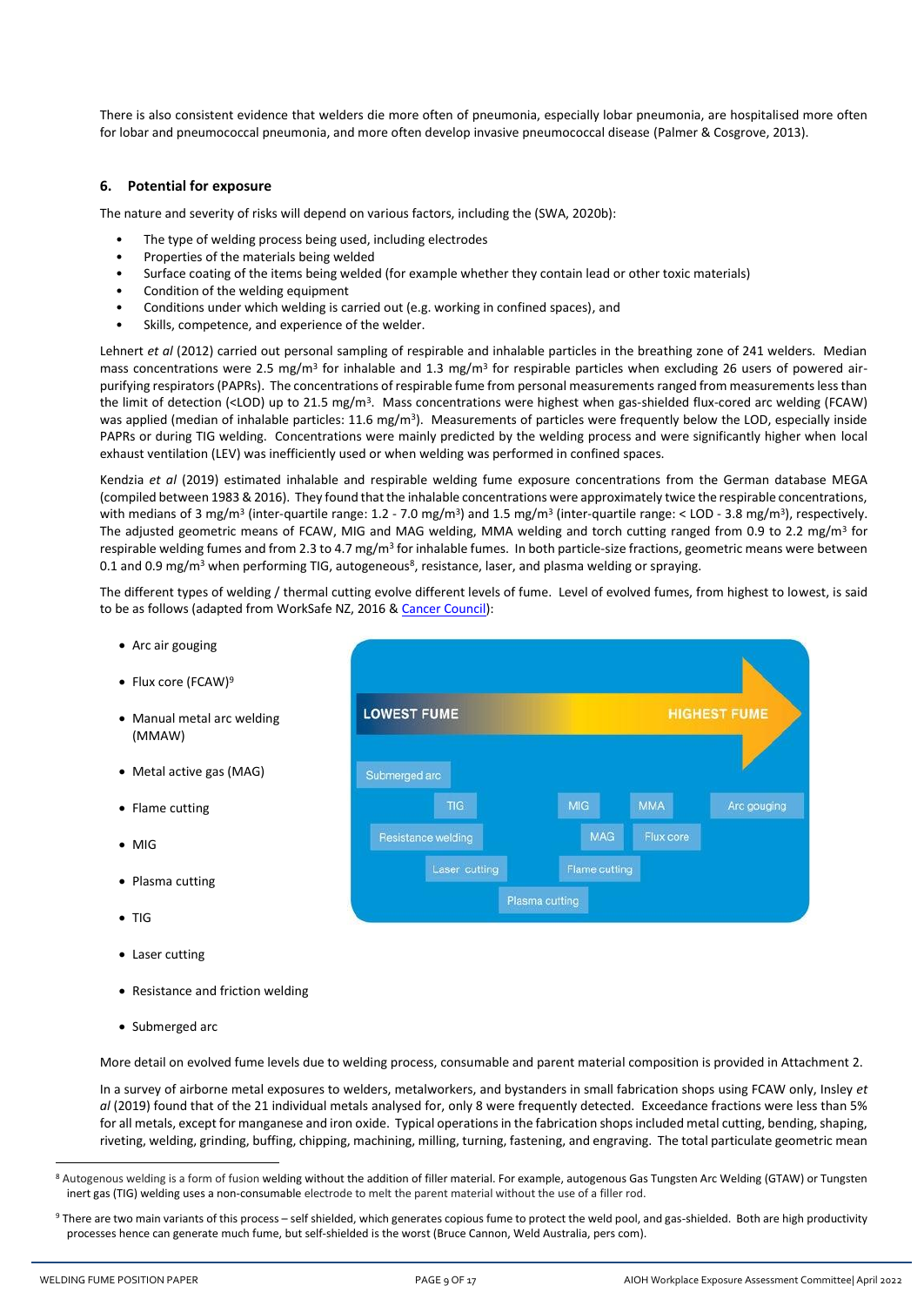There is also consistent evidence that welders die more often of pneumonia, especially lobar pneumonia, are hospitalised more often for lobar and pneumococcal pneumonia, and more often develop invasive pneumococcal disease (Palmer & Cosgrove, 2013).

## 6. Potential for exposure

The nature and severity of risks will depend on various factors, including the (SWA, 2020b):

- The type of welding process being used, including electrodes
- Properties of the materials being welded
- Surface coating of the items being welded (for example whether they contain lead or other toxic materials)
- Condition of the welding equipment
- Conditions under which welding is carried out (e.g. working in confined spaces), and
- Skills, competence, and experience of the welder.

Lehnert *et al* (2012) carried out personal sampling of respirable and inhalable particles in the breathing zone of 241 welders. Median mass concentrations were 2.5 mg/m$^3$ for inhalable and 1.3 mg/m$^3$ for respirable particles when excluding 26 users of powered air-purifying respirators (PAPRs). The concentrations of respirable fume from personal measurements ranged from measurements less than the limit of detection (<LOD) up to 21.5 mg/m$^3$. Mass concentrations were highest when gas-shielded flux-cored arc welding (FCAW) was applied (median of inhalable particles: 11.6 mg/m$^3$). Measurements of particles were frequently below the LOD, especially inside PAPRs or during TIG welding. Concentrations were mainly predicted by the welding process and were significantly higher when local exhaust ventilation (LEV) was inefficiently used or when welding was performed in confined spaces.

Kendzia *et al* (2019) estimated inhalable and respirable welding fume exposure concentrations from the German database MEGA (compiled between 1983 & 2016). They found that the inhalable concentrations were approximately twice the respirable concentrations, with medians of 3 mg/m$^3$ (inter-quartile range: 1.2 - 7.0 mg/m$^3$) and 1.5 mg/m$^3$ (inter-quartile range: < LOD - 3.8 mg/m$^3$), respectively. The adjusted geometric means of FCAW, MIG and MAG welding, MMA welding and torch cutting ranged from 0.9 to 2.2 mg/m$^3$ for respirable welding fumes and from 2.3 to 4.7 mg/m$^3$ for inhalable fumes. In both particle-size fractions, geometric means were between 0.1 and 0.9 mg/m$^3$ when performing TIG, autogeneous[8], resistance, laser, and plasma welding or spraying.

The different types of welding / thermal cutting evolve different levels of fume. Level of evolved fumes, from highest to lowest, is said to be as follows (adapted from WorkSafe NZ, 2016 & Cancer Council):

- Arc air gouging
- Flux core (FCAW)[9]
- Manual metal arc welding (MMAW)
- Metal active gas (MAG)
- Flame cutting
- MIG
- Plasma cutting
- TIG
- Laser cutting
- Resistance and friction welding
- Submerged arc

LOWEST FUME → HIGHEST FUME

Submerged arc; TIG; Resistance welding; Laser cutting; Plasma cutting; MIG; Flame cutting; MAG; MMA; Flux core; Arc gouging

More detail on evolved fume levels due to welding process, consumable and parent material composition is provided in Attachment 2.

In a survey of airborne metal exposures to welders, metalworkers, and bystanders in small fabrication shops using FCAW only, Insley *et al* (2019) found that of the 21 individual metals analysed for, only 8 were frequently detected. Exceedance fractions were less than 5% for all metals, except for manganese and iron oxide. Typical operations in the fabrication shops included metal cutting, bending, shaping, riveting, welding, grinding, buffing, chipping, machining, milling, turning, fastening, and engraving. The total particulate geometric mean

---

[8] Autogenous welding is a form of fusion welding without the addition of filler material. For example, autogenous Gas Tungsten Arc Welding (GTAW) or Tungsten inert gas (TIG) welding uses a non-consumable electrode to melt the parent material without the use of a filler rod.

[9] There are two main variants of this process – self shielded, which generates copious fume to protect the weld pool, and gas-shielded. Both are high productivity processes hence can generate much fume, but self-shielded is the worst (Bruce Cannon, Weld Australia, pers com).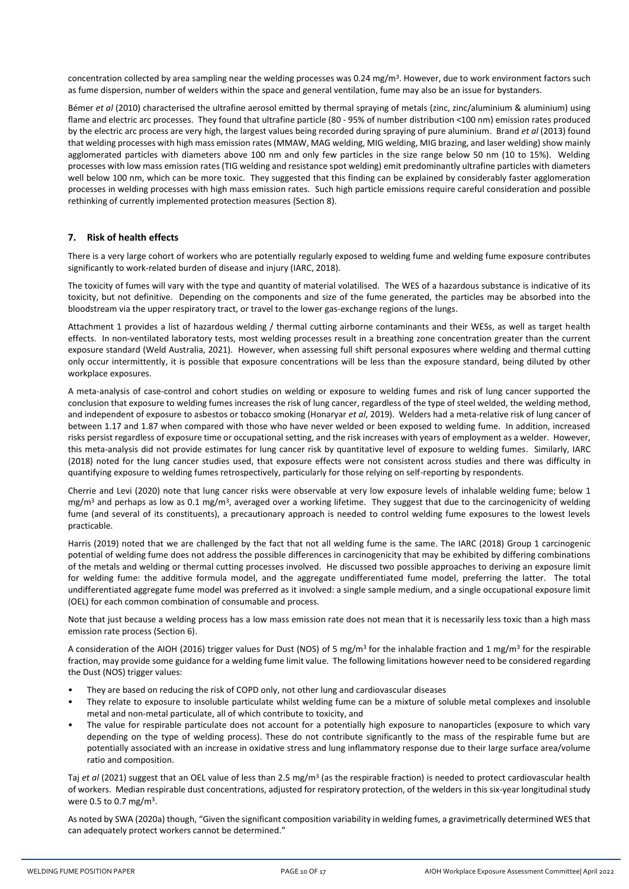concentration collected by area sampling near the welding processes was 0.24 mg/m$^3$. However, due to work environment factors such as fume dispersion, number of welders within the space and general ventilation, fume may also be an issue for bystanders.

Bémer *et al* (2010) characterised the ultrafine aerosol emitted by thermal spraying of metals (zinc, zinc/aluminium & aluminium) using flame and electric arc processes. They found that ultrafine particle (80 - 95% of number distribution <100 nm) emission rates produced by the electric arc process are very high, the largest values being recorded during spraying of pure aluminium. Brand *et al* (2013) found that welding processes with high mass emission rates (MMAW, MAG welding, MIG welding, MIG brazing, and laser welding) show mainly agglomerated particles with diameters above 100 nm and only few particles in the size range below 50 nm (10 to 15%). Welding processes with low mass emission rates (TIG welding and resistance spot welding) emit predominantly ultrafine particles with diameters well below 100 nm, which can be more toxic. They suggested that this finding can be explained by considerably faster agglomeration processes in welding processes with high mass emission rates. Such high particle emissions require careful consideration and possible rethinking of currently implemented protection measures (Section 8).

## 7. Risk of health effects

There is a very large cohort of workers who are potentially regularly exposed to welding fume and welding fume exposure contributes significantly to work-related burden of disease and injury (IARC, 2018).

The toxicity of fumes will vary with the type and quantity of material volatilised. The WES of a hazardous substance is indicative of its toxicity, but not definitive. Depending on the components and size of the fume generated, the particles may be absorbed into the bloodstream via the upper respiratory tract, or travel to the lower gas-exchange regions of the lungs.

Attachment 1 provides a list of hazardous welding / thermal cutting airborne contaminants and their WESs, as well as target health effects. In non-ventilated laboratory tests, most welding processes result in a breathing zone concentration greater than the current exposure standard (Weld Australia, 2021). However, when assessing full shift personal exposures where welding and thermal cutting only occur intermittently, it is possible that exposure concentrations will be less than the exposure standard, being diluted by other workplace exposures.

A meta-analysis of case-control and cohort studies on welding or exposure to welding fumes and risk of lung cancer supported the conclusion that exposure to welding fumes increases the risk of lung cancer, regardless of the type of steel welded, the welding method, and independent of exposure to asbestos or tobacco smoking (Honaryar *et al*, 2019). Welders had a meta-relative risk of lung cancer of between 1.17 and 1.87 when compared with those who have never welded or been exposed to welding fume. In addition, increased risks persist regardless of exposure time or occupational setting, and the risk increases with years of employment as a welder. However, this meta-analysis did not provide estimates for lung cancer risk by quantitative level of exposure to welding fumes. Similarly, IARC (2018) noted for the lung cancer studies used, that exposure effects were not consistent across studies and there was difficulty in quantifying exposure to welding fumes retrospectively, particularly for those relying on self-reporting by respondents.

Cherrie and Levi (2020) note that lung cancer risks were observable at very low exposure levels of inhalable welding fume; below 1 mg/m$^3$ and perhaps as low as 0.1 mg/m$^3$, averaged over a working lifetime. They suggest that due to the carcinogenicity of welding fume (and several of its constituents), a precautionary approach is needed to control welding fume exposures to the lowest levels practicable.

Harris (2019) noted that we are challenged by the fact that not all welding fume is the same. The IARC (2018) Group 1 carcinogenic potential of welding fume does not address the possible differences in carcinogenicity that may be exhibited by differing combinations of the metals and welding or thermal cutting processes involved. He discussed two possible approaches to deriving an exposure limit for welding fume: the additive formula model, and the aggregate undifferentiated fume model, preferring the latter. The total undifferentiated aggregate fume model was preferred as it involved: a single sample medium, and a single occupational exposure limit (OEL) for each common combination of consumable and process.

Note that just because a welding process has a low mass emission rate does not mean that it is necessarily less toxic than a high mass emission rate process (Section 6).

A consideration of the AIOH (2016) trigger values for Dust (NOS) of 5 mg/m$^3$ for the inhalable fraction and 1 mg/m$^3$ for the respirable fraction, may provide some guidance for a welding fume limit value. The following limitations however need to be considered regarding the Dust (NOS) trigger values:

- They are based on reducing the risk of COPD only, not other lung and cardiovascular diseases
- They relate to exposure to insoluble particulate whilst welding fume can be a mixture of soluble metal complexes and insoluble metal and non-metal particulate, all of which contribute to toxicity, and
- The value for respirable particulate does not account for a potentially high exposure to nanoparticles (exposure to which vary depending on the type of welding process). These do not contribute significantly to the mass of the respirable fume but are potentially associated with an increase in oxidative stress and lung inflammatory response due to their large surface area/volume ratio and composition.

Taj *et al* (2021) suggest that an OEL value of less than 2.5 mg/m$^3$ (as the respirable fraction) is needed to protect cardiovascular health of workers. Median respirable dust concentrations, adjusted for respiratory protection, of the welders in this six-year longitudinal study were 0.5 to 0.7 mg/m$^3$.

As noted by SWA (2020a) though, "Given the significant composition variability in welding fumes, a gravimetrically determined WES that can adequately protect workers cannot be determined."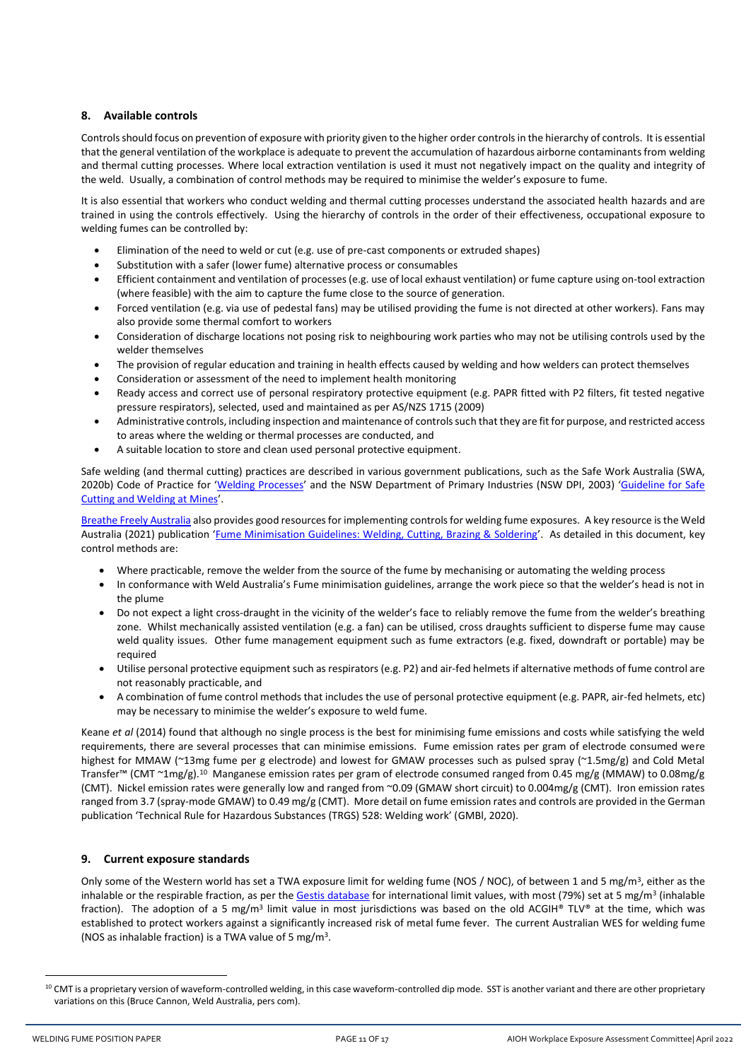## 8. Available controls

Controls should focus on prevention of exposure with priority given to the higher order controls in the hierarchy of controls. It is essential that the general ventilation of the workplace is adequate to prevent the accumulation of hazardous airborne contaminants from welding and thermal cutting processes. Where local extraction ventilation is used it must not negatively impact on the quality and integrity of the weld. Usually, a combination of control methods may be required to minimise the welder's exposure to fume.

It is also essential that workers who conduct welding and thermal cutting processes understand the associated health hazards and are trained in using the controls effectively. Using the hierarchy of controls in the order of their effectiveness, occupational exposure to welding fumes can be controlled by:

- Elimination of the need to weld or cut (e.g. use of pre-cast components or extruded shapes)
- Substitution with a safer (lower fume) alternative process or consumables
- Efficient containment and ventilation of processes (e.g. use of local exhaust ventilation) or fume capture using on-tool extraction (where feasible) with the aim to capture the fume close to the source of generation.
- Forced ventilation (e.g. via use of pedestal fans) may be utilised providing the fume is not directed at other workers). Fans may also provide some thermal comfort to workers
- Consideration of discharge locations not posing risk to neighbouring work parties who may not be utilising controls used by the welder themselves
- The provision of regular education and training in health effects caused by welding and how welders can protect themselves
- Consideration or assessment of the need to implement health monitoring
- Ready access and correct use of personal respiratory protective equipment (e.g. PAPR fitted with P2 filters, fit tested negative pressure respirators), selected, used and maintained as per AS/NZS 1715 (2009)
- Administrative controls, including inspection and maintenance of controls such that they are fit for purpose, and restricted access to areas where the welding or thermal processes are conducted, and
- A suitable location to store and clean used personal protective equipment.

Safe welding (and thermal cutting) practices are described in various government publications, such as the Safe Work Australia (SWA, 2020b) Code of Practice for 'Welding Processes' and the NSW Department of Primary Industries (NSW DPI, 2003) 'Guideline for Safe Cutting and Welding at Mines'.

Breathe Freely Australia also provides good resources for implementing controls for welding fume exposures. A key resource is the Weld Australia (2021) publication 'Fume Minimisation Guidelines: Welding, Cutting, Brazing & Soldering'. As detailed in this document, key control methods are:

- Where practicable, remove the welder from the source of the fume by mechanising or automating the welding process
- In conformance with Weld Australia's Fume minimisation guidelines, arrange the work piece so that the welder's head is not in the plume
- Do not expect a light cross-draught in the vicinity of the welder's face to reliably remove the fume from the welder's breathing zone. Whilst mechanically assisted ventilation (e.g. a fan) can be utilised, cross draughts sufficient to disperse fume may cause weld quality issues. Other fume management equipment such as fume extractors (e.g. fixed, downdraft or portable) may be required
- Utilise personal protective equipment such as respirators (e.g. P2) and air-fed helmets if alternative methods of fume control are not reasonably practicable, and
- A combination of fume control methods that includes the use of personal protective equipment (e.g. PAPR, air-fed helmets, etc) may be necessary to minimise the welder's exposure to weld fume.

Keane *et al* (2014) found that although no single process is the best for minimising fume emissions and costs while satisfying the weld requirements, there are several processes that can minimise emissions. Fume emission rates per gram of electrode consumed were highest for MMAW (~13mg fume per g electrode) and lowest for GMAW processes such as pulsed spray (~1.5mg/g) and Cold Metal Transfer™ (CMT ~1mg/g).[10] Manganese emission rates per gram of electrode consumed ranged from 0.45 mg/g (MMAW) to 0.08mg/g (CMT). Nickel emission rates were generally low and ranged from ~0.09 (GMAW short circuit) to 0.004mg/g (CMT). Iron emission rates ranged from 3.7 (spray-mode GMAW) to 0.49 mg/g (CMT). More detail on fume emission rates and controls are provided in the German publication 'Technical Rule for Hazardous Substances (TRGS) 528: Welding work' (GMBl, 2020).

## 9. Current exposure standards

Only some of the Western world has set a TWA exposure limit for welding fume (NOS / NOC), of between 1 and 5 mg/m$^3$, either as the inhalable or the respirable fraction, as per the Gestis database for international limit values, with most (79%) set at 5 mg/m$^3$ (inhalable fraction). The adoption of a 5 mg/m$^3$ limit value in most jurisdictions was based on the old ACGIH® TLV® at the time, which was established to protect workers against a significantly increased risk of metal fume fever. The current Australian WES for welding fume (NOS as inhalable fraction) is a TWA value of 5 mg/m$^3$.

[10] CMT is a proprietary version of waveform-controlled welding, in this case waveform-controlled dip mode. SST is another variant and there are other proprietary variations on this (Bruce Cannon, Weld Australia, pers com).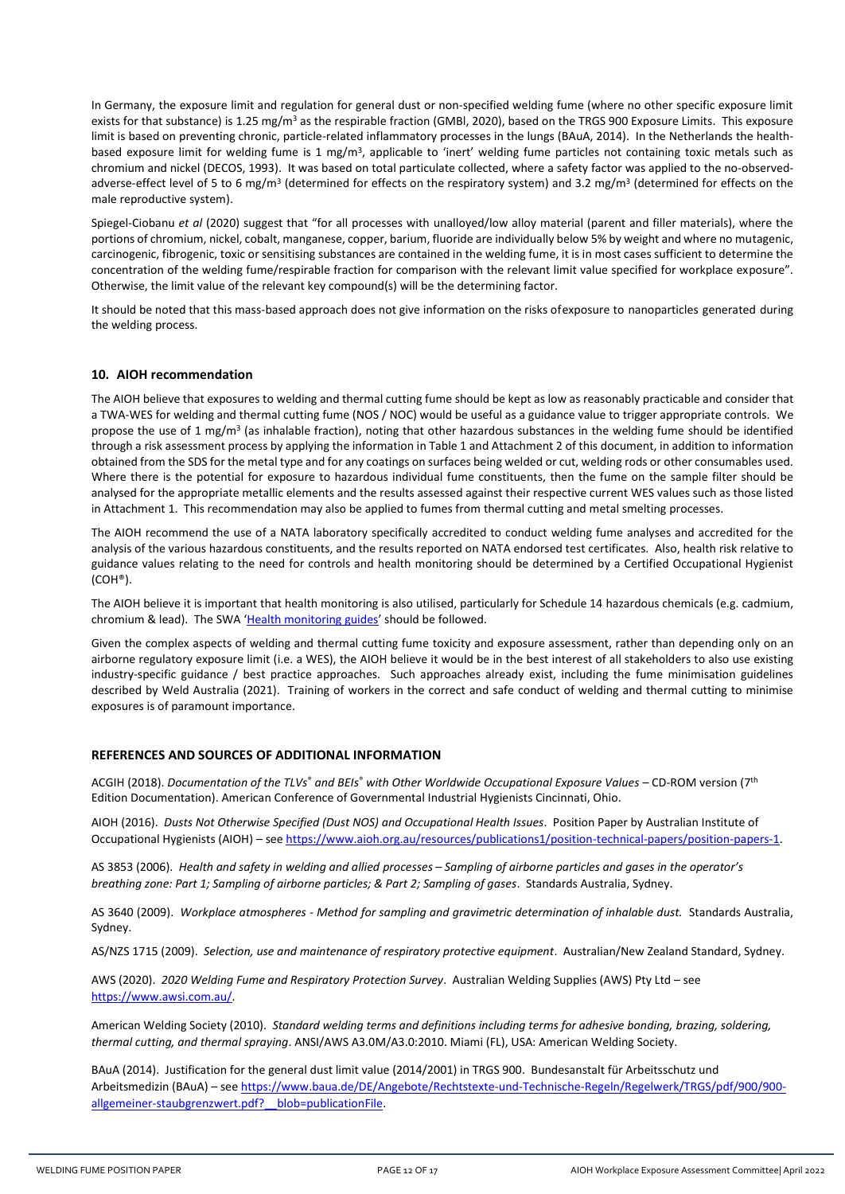In Germany, the exposure limit and regulation for general dust or non-specified welding fume (where no other specific exposure limit exists for that substance) is 1.25 mg/m$^3$ as the respirable fraction (GMBl, 2020), based on the TRGS 900 Exposure Limits. This exposure limit is based on preventing chronic, particle-related inflammatory processes in the lungs (BAuA, 2014). In the Netherlands the health-based exposure limit for welding fume is 1 mg/m$^3$, applicable to 'inert' welding fume particles not containing toxic metals such as chromium and nickel (DECOS, 1993). It was based on total particulate collected, where a safety factor was applied to the no-observed-adverse-effect level of 5 to 6 mg/m$^3$ (determined for effects on the respiratory system) and 3.2 mg/m$^3$ (determined for effects on the male reproductive system).

Spiegel-Ciobanu *et al* (2020) suggest that "for all processes with unalloyed/low alloy material (parent and filler materials), where the portions of chromium, nickel, cobalt, manganese, copper, barium, fluoride are individually below 5% by weight and where no mutagenic, carcinogenic, fibrogenic, toxic or sensitising substances are contained in the welding fume, it is in most cases sufficient to determine the concentration of the welding fume/respirable fraction for comparison with the relevant limit value specified for workplace exposure". Otherwise, the limit value of the relevant key compound(s) will be the determining factor.

It should be noted that this mass-based approach does not give information on the risks ofexposure to nanoparticles generated during the welding process.

## 10. AIOH recommendation

The AIOH believe that exposures to welding and thermal cutting fume should be kept as low as reasonably practicable and consider that a TWA-WES for welding and thermal cutting fume (NOS / NOC) would be useful as a guidance value to trigger appropriate controls. We propose the use of 1 mg/m$^3$ (as inhalable fraction), noting that other hazardous substances in the welding fume should be identified through a risk assessment process by applying the information in Table 1 and Attachment 2 of this document, in addition to information obtained from the SDS for the metal type and for any coatings on surfaces being welded or cut, welding rods or other consumables used. Where there is the potential for exposure to hazardous individual fume constituents, then the fume on the sample filter should be analysed for the appropriate metallic elements and the results assessed against their respective current WES values such as those listed in Attachment 1. This recommendation may also be applied to fumes from thermal cutting and metal smelting processes.

The AIOH recommend the use of a NATA laboratory specifically accredited to conduct welding fume analyses and accredited for the analysis of the various hazardous constituents, and the results reported on NATA endorsed test certificates. Also, health risk relative to guidance values relating to the need for controls and health monitoring should be determined by a Certified Occupational Hygienist (COH®).

The AIOH believe it is important that health monitoring is also utilised, particularly for Schedule 14 hazardous chemicals (e.g. cadmium, chromium & lead). The SWA 'Health monitoring guides' should be followed.

Given the complex aspects of welding and thermal cutting fume toxicity and exposure assessment, rather than depending only on an airborne regulatory exposure limit (i.e. a WES), the AIOH believe it would be in the best interest of all stakeholders to also use existing industry-specific guidance / best practice approaches. Such approaches already exist, including the fume minimisation guidelines described by Weld Australia (2021). Training of workers in the correct and safe conduct of welding and thermal cutting to minimise exposures is of paramount importance.

## REFERENCES AND SOURCES OF ADDITIONAL INFORMATION

ACGIH (2018). *Documentation of the TLVs® and BEIs® with Other Worldwide Occupational Exposure Values* – CD-ROM version (7th Edition Documentation). American Conference of Governmental Industrial Hygienists Cincinnati, Ohio.

AIOH (2016). *Dusts Not Otherwise Specified (Dust NOS) and Occupational Health Issues*. Position Paper by Australian Institute of Occupational Hygienists (AIOH) – see https://www.aioh.org.au/resources/publications1/position-technical-papers/position-papers-1.

AS 3853 (2006). *Health and safety in welding and allied processes – Sampling of airborne particles and gases in the operator's breathing zone: Part 1; Sampling of airborne particles; & Part 2; Sampling of gases*. Standards Australia, Sydney.

AS 3640 (2009). *Workplace atmospheres - Method for sampling and gravimetric determination of inhalable dust.* Standards Australia, Sydney.

AS/NZS 1715 (2009). *Selection, use and maintenance of respiratory protective equipment*. Australian/New Zealand Standard, Sydney.

AWS (2020). *2020 Welding Fume and Respiratory Protection Survey*. Australian Welding Supplies (AWS) Pty Ltd – see https://www.awsi.com.au/.

American Welding Society (2010). *Standard welding terms and definitions including terms for adhesive bonding, brazing, soldering, thermal cutting, and thermal spraying*. ANSI/AWS A3.0M/A3.0:2010. Miami (FL), USA: American Welding Society.

BAuA (2014). Justification for the general dust limit value (2014/2001) in TRGS 900. Bundesanstalt für Arbeitsschutz und Arbeitsmedizin (BAuA) – see https://www.baua.de/DE/Angebote/Rechtstexte-und-Technische-Regeln/Regelwerk/TRGS/pdf/900/900-allgemeiner-staubgrenzwert.pdf?__blob=publicationFile.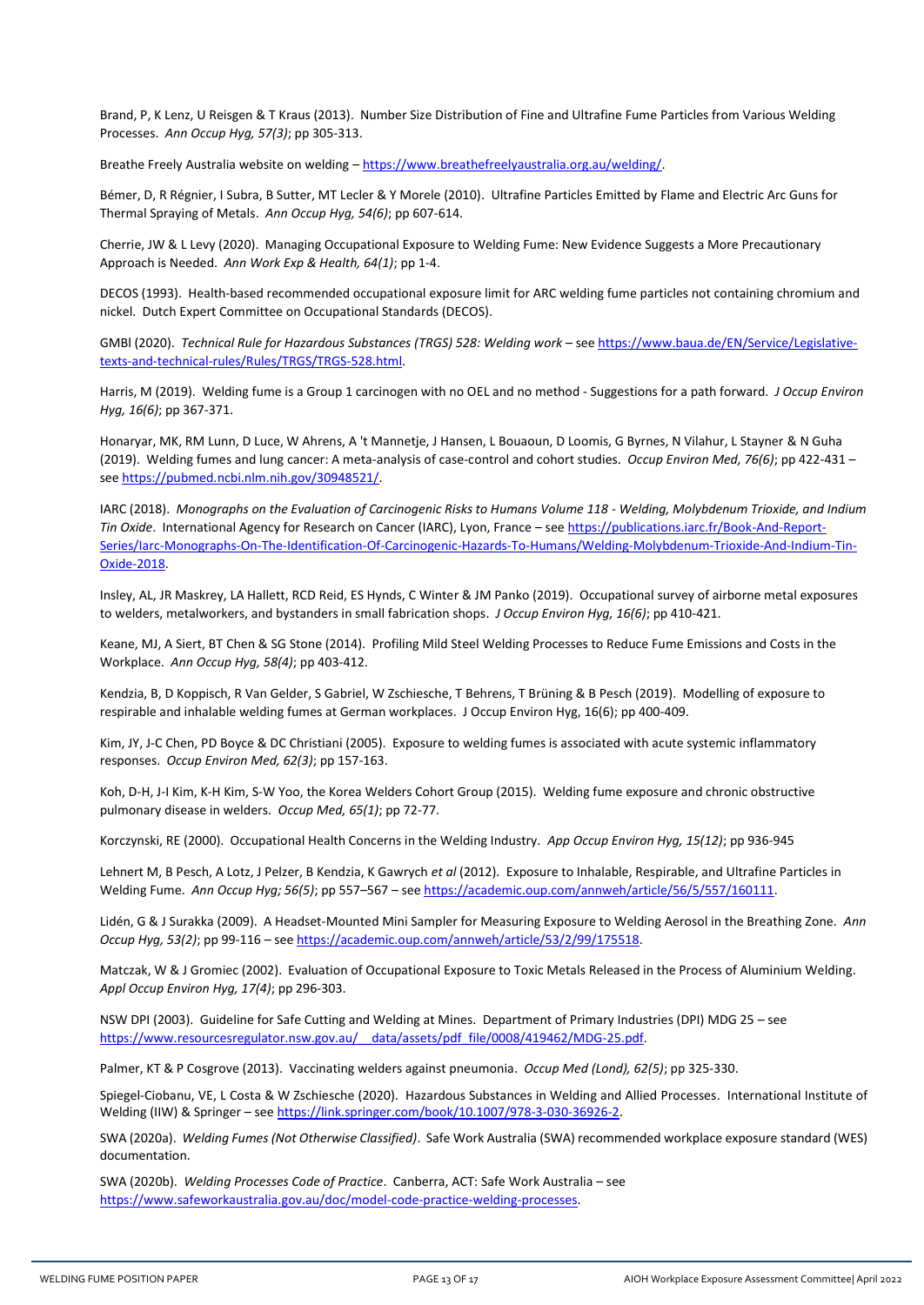Brand, P, K Lenz, U Reisgen & T Kraus (2013). Number Size Distribution of Fine and Ultrafine Fume Particles from Various Welding Processes. *Ann Occup Hyg, 57(3)*; pp 305-313.

Breathe Freely Australia website on welding – https://www.breathefreelyaustralia.org.au/welding/.

Bémer, D, R Régnier, I Subra, B Sutter, MT Lecler & Y Morele (2010). Ultrafine Particles Emitted by Flame and Electric Arc Guns for Thermal Spraying of Metals. *Ann Occup Hyg, 54(6)*; pp 607-614.

Cherrie, JW & L Levy (2020). Managing Occupational Exposure to Welding Fume: New Evidence Suggests a More Precautionary Approach is Needed. *Ann Work Exp & Health, 64(1)*; pp 1-4.

DECOS (1993). Health-based recommended occupational exposure limit for ARC welding fume particles not containing chromium and nickel. Dutch Expert Committee on Occupational Standards (DECOS).

GMBl (2020). *Technical Rule for Hazardous Substances (TRGS) 528: Welding work* – see https://www.baua.de/EN/Service/Legislative-texts-and-technical-rules/Rules/TRGS/TRGS-528.html.

Harris, M (2019). Welding fume is a Group 1 carcinogen with no OEL and no method - Suggestions for a path forward. *J Occup Environ Hyg, 16(6)*; pp 367-371.

Honaryar, MK, RM Lunn, D Luce, W Ahrens, A 't Mannetje, J Hansen, L Bouaoun, D Loomis, G Byrnes, N Vilahur, L Stayner & N Guha (2019). Welding fumes and lung cancer: A meta-analysis of case-control and cohort studies. *Occup Environ Med, 76(6)*; pp 422-431 – see https://pubmed.ncbi.nlm.nih.gov/30948521/.

IARC (2018). *Monographs on the Evaluation of Carcinogenic Risks to Humans Volume 118 - Welding, Molybdenum Trioxide, and Indium Tin Oxide*. International Agency for Research on Cancer (IARC), Lyon, France – see https://publications.iarc.fr/Book-And-Report-Series/Iarc-Monographs-On-The-Identification-Of-Carcinogenic-Hazards-To-Humans/Welding-Molybdenum-Trioxide-And-Indium-Tin-Oxide-2018.

Insley, AL, JR Maskrey, LA Hallett, RCD Reid, ES Hynds, C Winter & JM Panko (2019). Occupational survey of airborne metal exposures to welders, metalworkers, and bystanders in small fabrication shops. *J Occup Environ Hyg, 16(6)*; pp 410-421.

Keane, MJ, A Siert, BT Chen & SG Stone (2014). Profiling Mild Steel Welding Processes to Reduce Fume Emissions and Costs in the Workplace. *Ann Occup Hyg, 58(4)*; pp 403-412.

Kendzia, B, D Koppisch, R Van Gelder, S Gabriel, W Zschiesche, T Behrens, T Brüning & B Pesch (2019). Modelling of exposure to respirable and inhalable welding fumes at German workplaces. J Occup Environ Hyg, 16(6); pp 400-409.

Kim, JY, J-C Chen, PD Boyce & DC Christiani (2005). Exposure to welding fumes is associated with acute systemic inflammatory responses. *Occup Environ Med, 62(3)*; pp 157-163.

Koh, D-H, J-I Kim, K-H Kim, S-W Yoo, the Korea Welders Cohort Group (2015). Welding fume exposure and chronic obstructive pulmonary disease in welders. *Occup Med, 65(1)*; pp 72-77.

Korczynski, RE (2000). Occupational Health Concerns in the Welding Industry. *App Occup Environ Hyg, 15(12)*; pp 936-945

Lehnert M, B Pesch, A Lotz, J Pelzer, B Kendzia, K Gawrych *et al* (2012). Exposure to Inhalable, Respirable, and Ultrafine Particles in Welding Fume. *Ann Occup Hyg; 56(5)*; pp 557–567 – see https://academic.oup.com/annweh/article/56/5/557/160111.

Lidén, G & J Surakka (2009). A Headset-Mounted Mini Sampler for Measuring Exposure to Welding Aerosol in the Breathing Zone. *Ann Occup Hyg, 53(2)*; pp 99-116 – see https://academic.oup.com/annweh/article/53/2/99/175518.

Matczak, W & J Gromiec (2002). Evaluation of Occupational Exposure to Toxic Metals Released in the Process of Aluminium Welding. *Appl Occup Environ Hyg, 17(4)*; pp 296-303.

NSW DPI (2003). Guideline for Safe Cutting and Welding at Mines. Department of Primary Industries (DPI) MDG 25 – see https://www.resourcesregulator.nsw.gov.au/__data/assets/pdf_file/0008/419462/MDG-25.pdf.

Palmer, KT & P Cosgrove (2013). Vaccinating welders against pneumonia. *Occup Med (Lond), 62(5)*; pp 325-330.

Spiegel-Ciobanu, VE, L Costa & W Zschiesche (2020). Hazardous Substances in Welding and Allied Processes. International Institute of Welding (IIW) & Springer – see https://link.springer.com/book/10.1007/978-3-030-36926-2.

SWA (2020a). *Welding Fumes (Not Otherwise Classified)*. Safe Work Australia (SWA) recommended workplace exposure standard (WES) documentation.

SWA (2020b). *Welding Processes Code of Practice*. Canberra, ACT: Safe Work Australia – see https://www.safeworkaustralia.gov.au/doc/model-code-practice-welding-processes.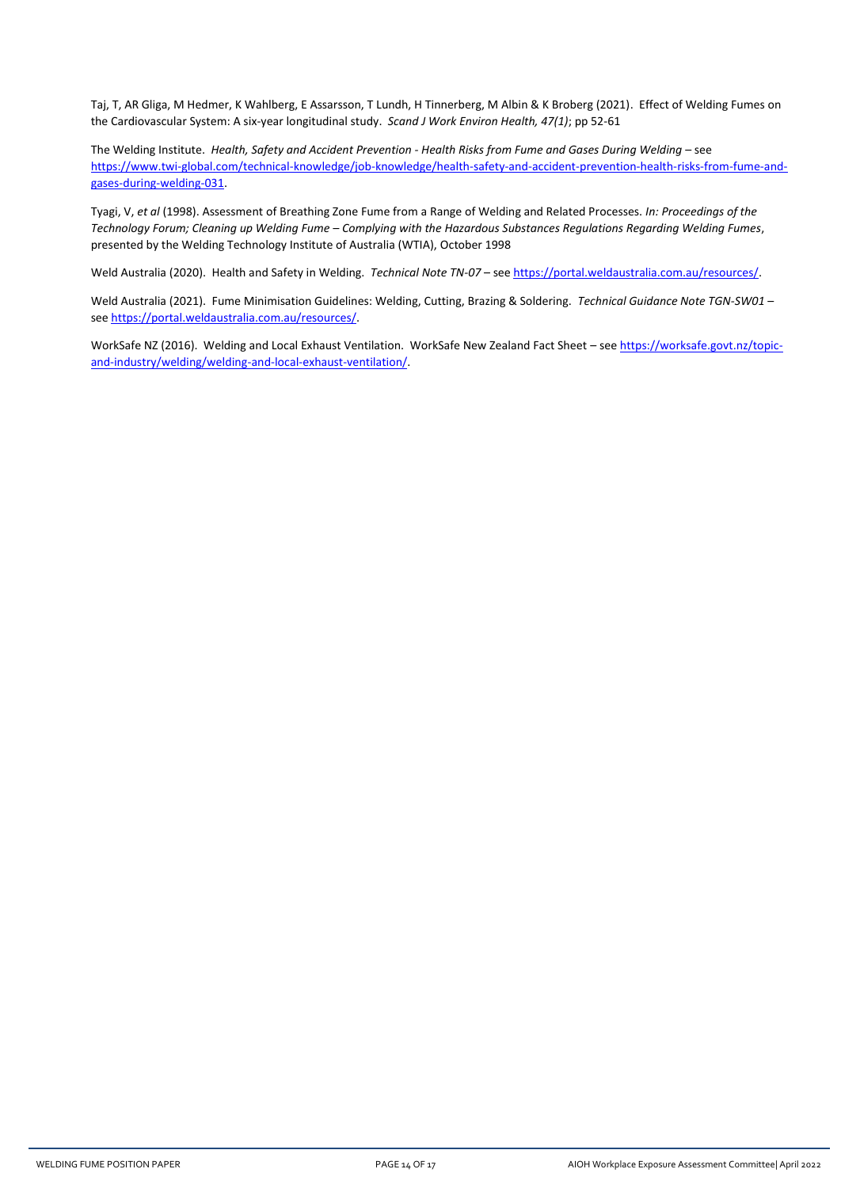Taj, T, AR Gliga, M Hedmer, K Wahlberg, E Assarsson, T Lundh, H Tinnerberg, M Albin & K Broberg (2021). Effect of Welding Fumes on the Cardiovascular System: A six-year longitudinal study. *Scand J Work Environ Health, 47(1)*; pp 52-61

The Welding Institute. *Health, Safety and Accident Prevention - Health Risks from Fume and Gases During Welding* – see https://www.twi-global.com/technical-knowledge/job-knowledge/health-safety-and-accident-prevention-health-risks-from-fume-and-gases-during-welding-031.

Tyagi, V, *et al* (1998). Assessment of Breathing Zone Fume from a Range of Welding and Related Processes. *In: Proceedings of the Technology Forum; Cleaning up Welding Fume – Complying with the Hazardous Substances Regulations Regarding Welding Fumes*, presented by the Welding Technology Institute of Australia (WTIA), October 1998

Weld Australia (2020). Health and Safety in Welding. *Technical Note TN-07* – see https://portal.weldaustralia.com.au/resources/.

Weld Australia (2021). Fume Minimisation Guidelines: Welding, Cutting, Brazing & Soldering. *Technical Guidance Note TGN-SW01* – see https://portal.weldaustralia.com.au/resources/.

WorkSafe NZ (2016). Welding and Local Exhaust Ventilation. WorkSafe New Zealand Fact Sheet – see https://worksafe.govt.nz/topic-and-industry/welding/welding-and-local-exhaust-ventilation/.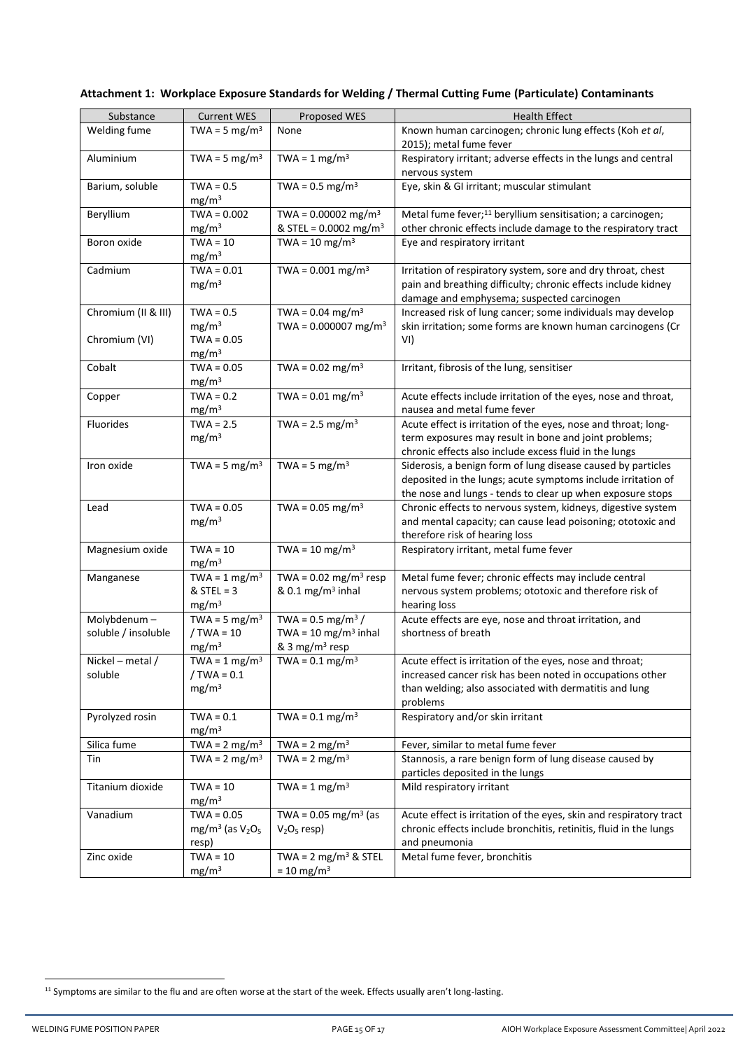**Attachment 1: Workplace Exposure Standards for Welding / Thermal Cutting Fume (Particulate) Contaminants**

| Substance | Current WES | Proposed WES | Health Effect |
|---|---|---|---|
| Welding fume | TWA = 5 mg/m$^3$ | None | Known human carcinogen; chronic lung effects (Koh *et al*, 2015); metal fume fever |
| Aluminium | TWA = 5 mg/m$^3$ | TWA = 1 mg/m$^3$ | Respiratory irritant; adverse effects in the lungs and central nervous system |
| Barium, soluble | TWA = 0.5 mg/m$^3$ | TWA = 0.5 mg/m$^3$ | Eye, skin & GI irritant; muscular stimulant |
| Beryllium | TWA = 0.002 mg/m$^3$ | TWA = 0.00002 mg/m$^3$ & STEL = 0.0002 mg/m$^3$ | Metal fume fever;[11] beryllium sensitisation; a carcinogen; other chronic effects include damage to the respiratory tract |
| Boron oxide | TWA = 10 mg/m$^3$ | TWA = 10 mg/m$^3$ | Eye and respiratory irritant |
| Cadmium | TWA = 0.01 mg/m$^3$ | TWA = 0.001 mg/m$^3$ | Irritation of respiratory system, sore and dry throat, chest pain and breathing difficulty; chronic effects include kidney damage and emphysema; suspected carcinogen |
| Chromium (II & III)<br><br>Chromium (VI) | TWA = 0.5 mg/m$^3$<br>TWA = 0.05 mg/m$^3$ | TWA = 0.04 mg/m$^3$<br>TWA = 0.000007 mg/m$^3$ | Increased risk of lung cancer; some individuals may develop skin irritation; some forms are known human carcinogens (Cr VI) |
| Cobalt | TWA = 0.05 mg/m$^3$ | TWA = 0.02 mg/m$^3$ | Irritant, fibrosis of the lung, sensitiser |
| Copper | TWA = 0.2 mg/m$^3$ | TWA = 0.01 mg/m$^3$ | Acute effects include irritation of the eyes, nose and throat, nausea and metal fume fever |
| Fluorides | TWA = 2.5 mg/m$^3$ | TWA = 2.5 mg/m$^3$ | Acute effect is irritation of the eyes, nose and throat; long-term exposures may result in bone and joint problems; chronic effects also include excess fluid in the lungs |
| Iron oxide | TWA = 5 mg/m$^3$ | TWA = 5 mg/m$^3$ | Siderosis, a benign form of lung disease caused by particles deposited in the lungs; acute symptoms include irritation of the nose and lungs - tends to clear up when exposure stops |
| Lead | TWA = 0.05 mg/m$^3$ | TWA = 0.05 mg/m$^3$ | Chronic effects to nervous system, kidneys, digestive system and mental capacity; can cause lead poisoning; ototoxic and therefore risk of hearing loss |
| Magnesium oxide | TWA = 10 mg/m$^3$ | TWA = 10 mg/m$^3$ | Respiratory irritant, metal fume fever |
| Manganese | TWA = 1 mg/m$^3$ & STEL = 3 mg/m$^3$ | TWA = 0.02 mg/m$^3$ resp & 0.1 mg/m$^3$ inhal | Metal fume fever; chronic effects may include central nervous system problems; ototoxic and therefore risk of hearing loss |
| Molybdenum – soluble / insoluble | TWA = 5 mg/m$^3$ / TWA = 10 mg/m$^3$ | TWA = 0.5 mg/m$^3$ / TWA = 10 mg/m$^3$ inhal & 3 mg/m$^3$ resp | Acute effects are eye, nose and throat irritation, and shortness of breath |
| Nickel – metal / soluble | TWA = 1 mg/m$^3$ / TWA = 0.1 mg/m$^3$ | TWA = 0.1 mg/m$^3$ | Acute effect is irritation of the eyes, nose and throat; increased cancer risk has been noted in occupations other than welding; also associated with dermatitis and lung problems |
| Pyrolyzed rosin | TWA = 0.1 mg/m$^3$ | TWA = 0.1 mg/m$^3$ | Respiratory and/or skin irritant |
| Silica fume | TWA = 2 mg/m$^3$ | TWA = 2 mg/m$^3$ | Fever, similar to metal fume fever |
| Tin | TWA = 2 mg/m$^3$ | TWA = 2 mg/m$^3$ | Stannosis, a rare benign form of lung disease caused by particles deposited in the lungs |
| Titanium dioxide | TWA = 10 mg/m$^3$ | TWA = 1 mg/m$^3$ | Mild respiratory irritant |
| Vanadium | TWA = 0.05 mg/m$^3$ (as $V_2O_5$ resp) | TWA = 0.05 mg/m$^3$ (as $V_2O_5$ resp) | Acute effect is irritation of the eyes, skin and respiratory tract chronic effects include bronchitis, retinitis, fluid in the lungs and pneumonia |
| Zinc oxide | TWA = 10 mg/m$^3$ | TWA = 2 mg/m$^3$ & STEL = 10 mg/m$^3$ | Metal fume fever, bronchitis |

[11] Symptoms are similar to the flu and are often worse at the start of the week. Effects usually aren't long-lasting.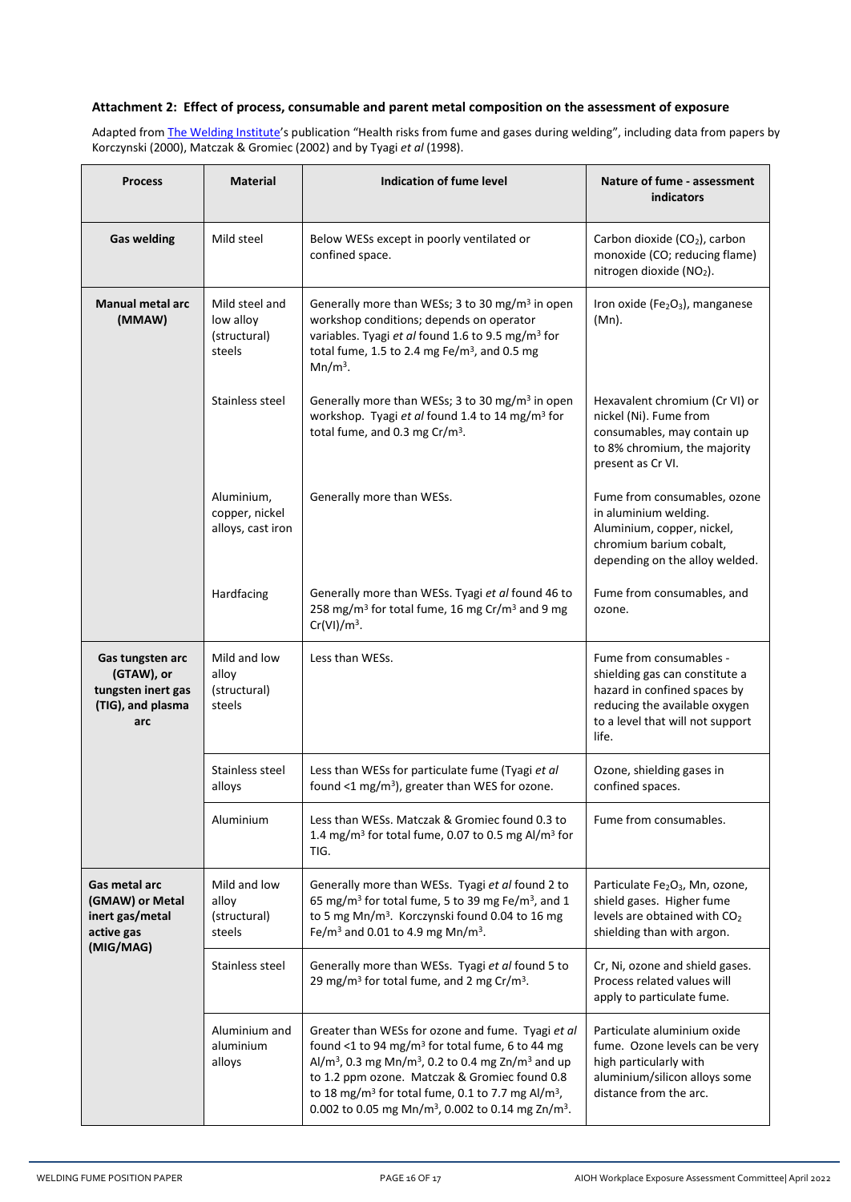### Attachment 2: Effect of process, consumable and parent metal composition on the assessment of exposure

Adapted from The Welding Institute's publication "Health risks from fume and gases during welding", including data from papers by Korczynski (2000), Matczak & Gromiec (2002) and by Tyagi *et al* (1998).

| Process | Material | Indication of fume level | Nature of fume - assessment indicators |
|---|---|---|---|
| **Gas welding** | Mild steel | Below WESs except in poorly ventilated or confined space. | Carbon dioxide ($CO_2$), carbon monoxide (CO; reducing flame) nitrogen dioxide ($NO_2$). |
| **Manual metal arc (MMAW)** | Mild steel and low alloy (structural) steels | Generally more than WESs; 3 to 30 mg/m$^3$ in open workshop conditions; depends on operator variables. Tyagi *et al* found 1.6 to 9.5 mg/m$^3$ for total fume, 1.5 to 2.4 mg Fe/m$^3$, and 0.5 mg Mn/m$^3$. | Iron oxide ($Fe_2O_3$), manganese (Mn). |
| | Stainless steel | Generally more than WESs; 3 to 30 mg/m$^3$ in open workshop. Tyagi *et al* found 1.4 to 14 mg/m$^3$ for total fume, and 0.3 mg Cr/m$^3$. | Hexavalent chromium (Cr VI) or nickel (Ni). Fume from consumables, may contain up to 8% chromium, the majority present as Cr VI. |
| | Aluminium, copper, nickel alloys, cast iron | Generally more than WESs. | Fume from consumables, ozone in aluminium welding. Aluminium, copper, nickel, chromium barium cobalt, depending on the alloy welded. |
| | Hardfacing | Generally more than WESs. Tyagi *et al* found 46 to 258 mg/m$^3$ for total fume, 16 mg Cr/m$^3$ and 9 mg Cr(VI)/m$^3$. | Fume from consumables, and ozone. |
| **Gas tungsten arc (GTAW), or tungsten inert gas (TIG), and plasma arc** | Mild and low alloy (structural) steels | Less than WESs. | Fume from consumables - shielding gas can constitute a hazard in confined spaces by reducing the available oxygen to a level that will not support life. |
| | Stainless steel alloys | Less than WESs for particulate fume (Tyagi *et al* found <1 mg/m$^3$), greater than WES for ozone. | Ozone, shielding gases in confined spaces. |
| | Aluminium | Less than WESs. Matczak & Gromiec found 0.3 to 1.4 mg/m$^3$ for total fume, 0.07 to 0.5 mg Al/m$^3$ for TIG. | Fume from consumables. |
| **Gas metal arc (GMAW) or Metal inert gas/metal active gas (MIG/MAG)** | Mild and low alloy (structural) steels | Generally more than WESs. Tyagi *et al* found 2 to 65 mg/m$^3$ for total fume, 5 to 39 mg Fe/m$^3$, and 1 to 5 mg Mn/m$^3$. Korczynski found 0.04 to 16 mg Fe/m$^3$ and 0.01 to 4.9 mg Mn/m$^3$. | Particulate $Fe_2O_3$, Mn, ozone, shield gases. Higher fume levels are obtained with $CO_2$ shielding than with argon. |
| | Stainless steel | Generally more than WESs. Tyagi *et al* found 5 to 29 mg/m$^3$ for total fume, and 2 mg Cr/m$^3$. | Cr, Ni, ozone and shield gases. Process related values will apply to particulate fume. |
| | Aluminium and aluminium alloys | Greater than WESs for ozone and fume. Tyagi *et al* found <1 to 94 mg/m$^3$ for total fume, 6 to 44 mg Al/m$^3$, 0.3 mg Mn/m$^3$, 0.2 to 0.4 mg Zn/m$^3$ and up to 1.2 ppm ozone. Matczak & Gromiec found 0.8 to 18 mg/m$^3$ for total fume, 0.1 to 7.7 mg Al/m$^3$, 0.002 to 0.05 mg Mn/m$^3$, 0.002 to 0.14 mg Zn/m$^3$. | Particulate aluminium oxide fume. Ozone levels can be very high particularly with aluminium/silicon alloys some distance from the arc. |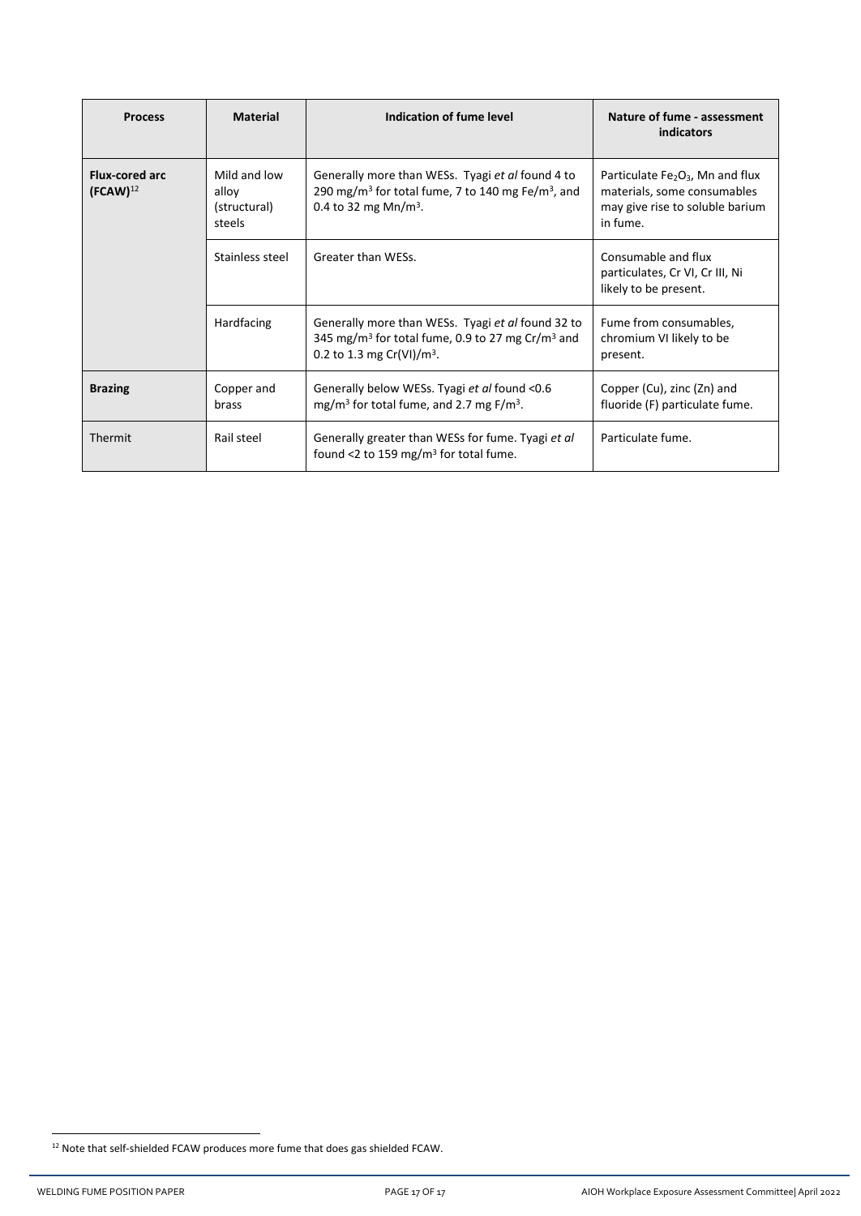| Process | Material | Indication of fume level | Nature of fume - assessment indicators |
|---|---|---|---|
| **Flux-cored arc (FCAW)**[12] | Mild and low alloy (structural) steels | Generally more than WESs. Tyagi *et al* found 4 to 290 mg/$m^3$ for total fume, 7 to 140 mg Fe/$m^3$, and 0.4 to 32 mg Mn/$m^3$. | Particulate $Fe_2O_3$, Mn and flux materials, some consumables may give rise to soluble barium in fume. |
| | Stainless steel | Greater than WESs. | Consumable and flux particulates, Cr VI, Cr III, Ni likely to be present. |
| | Hardfacing | Generally more than WESs. Tyagi *et al* found 32 to 345 mg/$m^3$ for total fume, 0.9 to 27 mg Cr/$m^3$ and 0.2 to 1.3 mg Cr(VI)/$m^3$. | Fume from consumables, chromium VI likely to be present. |
| **Brazing** | Copper and brass | Generally below WESs. Tyagi *et al* found <0.6 mg/$m^3$ for total fume, and 2.7 mg F/$m^3$. | Copper (Cu), zinc (Zn) and fluoride (F) particulate fume. |
| Thermit | Rail steel | Generally greater than WESs for fume. Tyagi *et al* found <2 to 159 mg/$m^3$ for total fume. | Particulate fume. |

[12] Note that self-shielded FCAW produces more fume that does gas shielded FCAW.